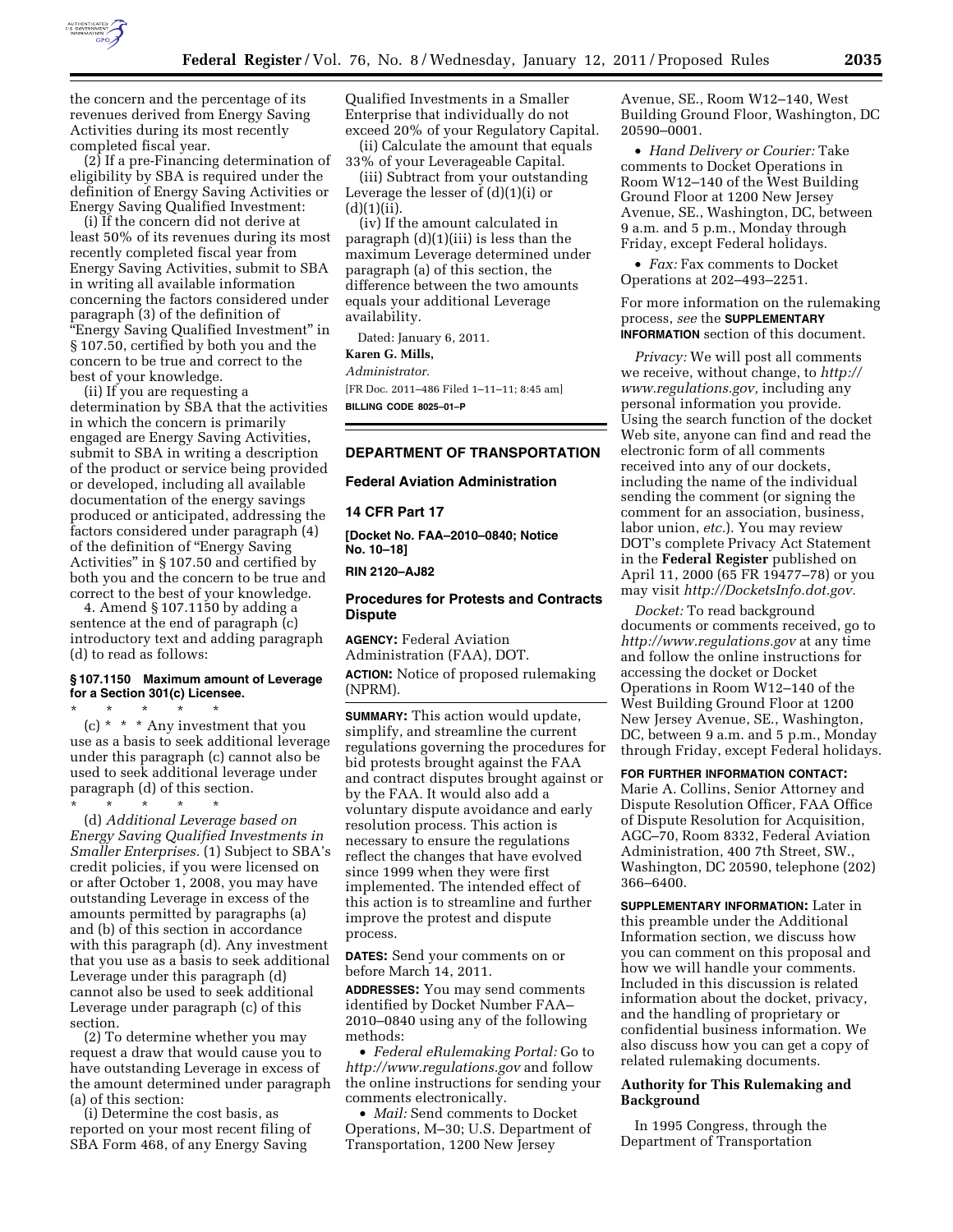the concern and the percentage of its revenues derived from Energy Saving Activities during its most recently completed fiscal year.

(2) If a pre-Financing determination of eligibility by SBA is required under the definition of Energy Saving Activities or Energy Saving Qualified Investment:

(i) If the concern did not derive at least 50% of its revenues during its most recently completed fiscal year from Energy Saving Activities, submit to SBA in writing all available information concerning the factors considered under paragraph (3) of the definition of "Energy Saving Qualified Investment" in § 107.50, certified by both you and the concern to be true and correct to the best of your knowledge.

(ii) If you are requesting a determination by SBA that the activities in which the concern is primarily engaged are Energy Saving Activities, submit to SBA in writing a description of the product or service being provided or developed, including all available documentation of the energy savings produced or anticipated, addressing the factors considered under paragraph (4) of the definition of "Energy Saving Activities" in § 107.50 and certified by both you and the concern to be true and correct to the best of your knowledge.

4. Amend § 107.1150 by adding a sentence at the end of paragraph (c) introductory text and adding paragraph (d) to read as follows:

**§ 107.1150 Maximum amount of Leverage for a Section 301(c) Licensee.**

\* \* \* \* \*

(c) \* \* \* Any investment that you use as a basis to seek additional leverage under this paragraph (c) cannot also be used to seek additional leverage under paragraph (d) of this section.

\* \* \* \* \*

(d) *Additional Leverage based on Energy Saving Qualified Investments in Smaller Enterprises.* (1) Subject to SBA's credit policies, if you were licensed on or after October 1, 2008, you may have outstanding Leverage in excess of the amounts permitted by paragraphs (a) and (b) of this section in accordance with this paragraph (d). Any investment that you use as a basis to seek additional Leverage under this paragraph (d) cannot also be used to seek additional Leverage under paragraph (c) of this section.

(2) To determine whether you may request a draw that would cause you to have outstanding Leverage in excess of the amount determined under paragraph (a) of this section:

(i) Determine the cost basis, as reported on your most recent filing of SBA Form 468, of any Energy Saving Qualified Investments in a Smaller Enterprise that individually do not exceed 20% of your Regulatory Capital.

(ii) Calculate the amount that equals 33% of your Leverageable Capital.

(iii) Subtract from your outstanding Leverage the lesser of (d)(1)(i) or (d)(1)(ii).

(iv) If the amount calculated in paragraph (d)(1)(iii) is less than the maximum Leverage determined under paragraph (a) of this section, the difference between the two amounts equals your additional Leverage availability.

Dated: January 6, 2011.

**Karen G. Mills,**

*Administrator.*

[FR Doc. 2011–486 Filed 1–11–11; 8:45 am]

**BILLING CODE 8025–01–P**

## DEPARTMENT OF TRANSPORTATION

### Federal Aviation Administration

### 14 CFR Part 17

**[Docket No. FAA–2010–0840; Notice No. 10–18]**

**RIN 2120–AJ82**

## Procedures for Protests and Contracts Dispute

**AGENCY:** Federal Aviation Administration (FAA), DOT.

**ACTION:** Notice of proposed rulemaking (NPRM).

**SUMMARY:** This action would update, simplify, and streamline the current regulations governing the procedures for bid protests brought against the FAA and contract disputes brought against or by the FAA. It would also add a voluntary dispute avoidance and early resolution process. This action is necessary to ensure the regulations reflect the changes that have evolved since 1999 when they were first implemented. The intended effect of this action is to streamline and further improve the protest and dispute process.

**DATES:** Send your comments on or before March 14, 2011.

**ADDRESSES:** You may send comments identified by Docket Number FAA–2010–0840 using any of the following methods:

- *Federal eRulemaking Portal:* Go to *http://www.regulations.gov* and follow the online instructions for sending your comments electronically.
- *Mail:* Send comments to Docket Operations, M–30; U.S. Department of Transportation, 1200 New Jersey Avenue, SE., Room W12–140, West Building Ground Floor, Washington, DC 20590–0001.
- *Hand Delivery or Courier:* Take comments to Docket Operations in Room W12–140 of the West Building Ground Floor at 1200 New Jersey Avenue, SE., Washington, DC, between 9 a.m. and 5 p.m., Monday through Friday, except Federal holidays.
- *Fax:* Fax comments to Docket Operations at 202–493–2251.

For more information on the rulemaking process, *see* the **SUPPLEMENTARY INFORMATION** section of this document.

*Privacy:* We will post all comments we receive, without change, to *http://www.regulations.gov,* including any personal information you provide. Using the search function of the docket Web site, anyone can find and read the electronic form of all comments received into any of our dockets, including the name of the individual sending the comment (or signing the comment for an association, business, labor union, *etc.*). You may review DOT's complete Privacy Act Statement in the **Federal Register** published on April 11, 2000 (65 FR 19477–78) or you may visit *http://DocketsInfo.dot.gov.*

*Docket:* To read background documents or comments received, go to *http://www.regulations.gov* at any time and follow the online instructions for accessing the docket or Docket Operations in Room W12–140 of the West Building Ground Floor at 1200 New Jersey Avenue, SE., Washington, DC, between 9 a.m. and 5 p.m., Monday through Friday, except Federal holidays.

**FOR FURTHER INFORMATION CONTACT:** Marie A. Collins, Senior Attorney and Dispute Resolution Officer, FAA Office of Dispute Resolution for Acquisition, AGC–70, Room 8332, Federal Aviation Administration, 400 7th Street, SW., Washington, DC 20590, telephone (202) 366–6400.

**SUPPLEMENTARY INFORMATION:** Later in this preamble under the Additional Information section, we discuss how you can comment on this proposal and how we will handle your comments. Included in this discussion is related information about the docket, privacy, and the handling of proprietary or confidential business information. We also discuss how you can get a copy of related rulemaking documents.

### Authority for This Rulemaking and Background

In 1995 Congress, through the Department of Transportation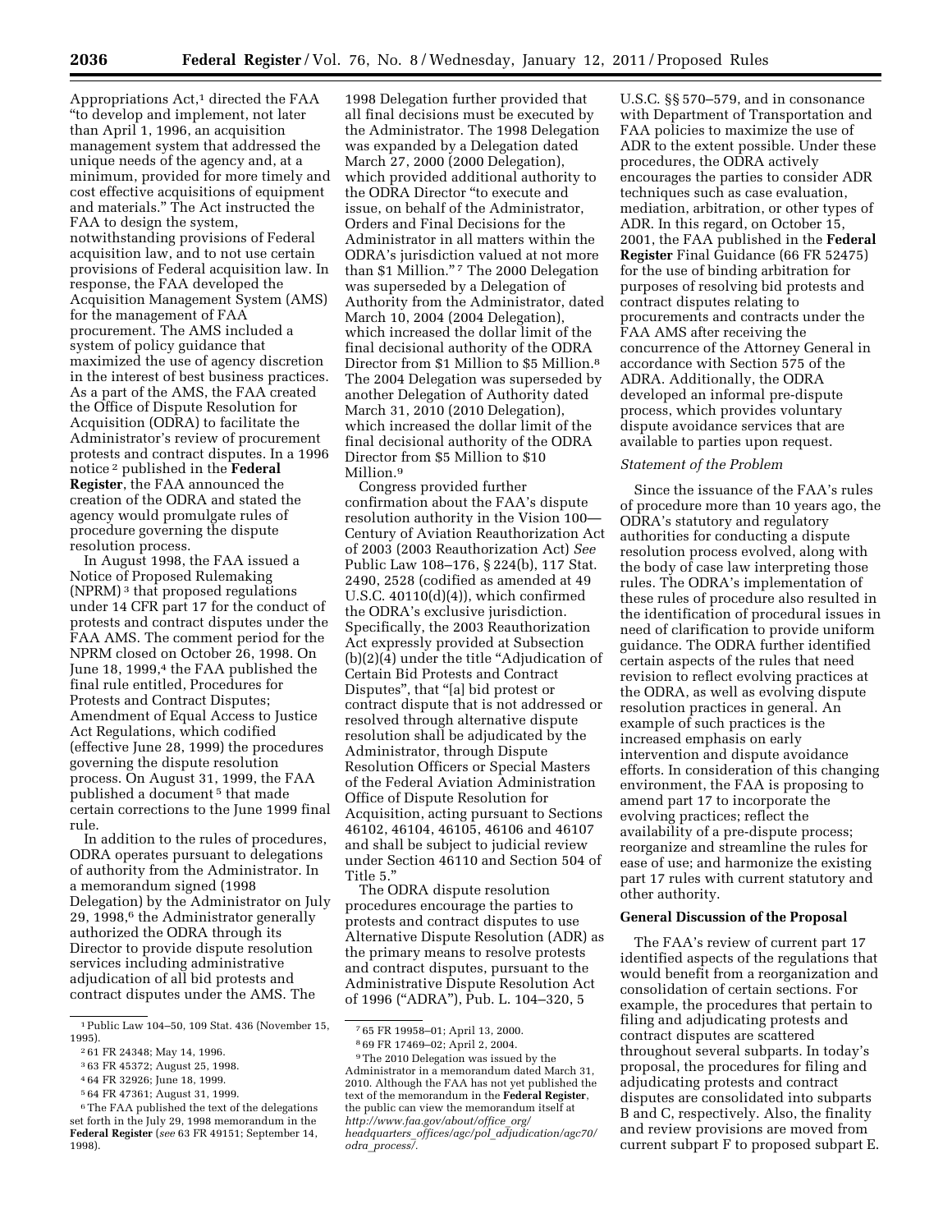Appropriations Act,[1] directed the FAA "to develop and implement, not later than April 1, 1996, an acquisition management system that addressed the unique needs of the agency and, at a minimum, provided for more timely and cost effective acquisitions of equipment and materials." The Act instructed the FAA to design the system, notwithstanding provisions of Federal acquisition law, and to not use certain provisions of Federal acquisition law. In response, the FAA developed the Acquisition Management System (AMS) for the management of FAA procurement. The AMS included a system of policy guidance that maximized the use of agency discretion in the interest of best business practices. As a part of the AMS, the FAA created the Office of Dispute Resolution for Acquisition (ODRA) to facilitate the Administrator's review of procurement protests and contract disputes. In a 1996 notice [2] published in the **Federal Register**, the FAA announced the creation of the ODRA and stated the agency would promulgate rules of procedure governing the dispute resolution process.

In August 1998, the FAA issued a Notice of Proposed Rulemaking (NPRM) [3] that proposed regulations under 14 CFR part 17 for the conduct of protests and contract disputes under the FAA AMS. The comment period for the NPRM closed on October 26, 1998. On June 18, 1999,[4] the FAA published the final rule entitled, Procedures for Protests and Contract Disputes; Amendment of Equal Access to Justice Act Regulations, which codified (effective June 28, 1999) the procedures governing the dispute resolution process. On August 31, 1999, the FAA published a document [5] that made certain corrections to the June 1999 final rule.

In addition to the rules of procedures, ODRA operates pursuant to delegations of authority from the Administrator. In a memorandum signed (1998 Delegation) by the Administrator on July 29, 1998,[6] the Administrator generally authorized the ODRA through its Director to provide dispute resolution services including administrative adjudication of all bid protests and contract disputes under the AMS. The 1998 Delegation further provided that all final decisions must be executed by the Administrator. The 1998 Delegation was expanded by a Delegation dated March 27, 2000 (2000 Delegation), which provided additional authority to the ODRA Director "to execute and issue, on behalf of the Administrator, Orders and Final Decisions for the Administrator in all matters within the ODRA's jurisdiction valued at not more than $1 Million." [7] The 2000 Delegation was superseded by a Delegation of Authority from the Administrator, dated March 10, 2004 (2004 Delegation), which increased the dollar limit of the final decisional authority of the ODRA Director from $1 Million to $5 Million.[8] The 2004 Delegation was superseded by another Delegation of Authority dated March 31, 2010 (2010 Delegation), which increased the dollar limit of the final decisional authority of the ODRA Director from $5 Million to $10 Million.[9]

Congress provided further confirmation about the FAA's dispute resolution authority in the Vision 100—Century of Aviation Reauthorization Act of 2003 (2003 Reauthorization Act) *See* Public Law 108–176, § 224(b), 117 Stat. 2490, 2528 (codified as amended at 49 U.S.C. 40110(d)(4)), which confirmed the ODRA's exclusive jurisdiction. Specifically, the 2003 Reauthorization Act expressly provided at Subsection (b)(2)(4) under the title "Adjudication of Certain Bid Protests and Contract Disputes", that "[a] bid protest or contract dispute that is not addressed or resolved through alternative dispute resolution shall be adjudicated by the Administrator, through Dispute Resolution Officers or Special Masters of the Federal Aviation Administration Office of Dispute Resolution for Acquisition, acting pursuant to Sections 46102, 46104, 46105, 46106 and 46107 and shall be subject to judicial review under Section 46110 and Section 504 of Title 5."

The ODRA dispute resolution procedures encourage the parties to protests and contract disputes to use Alternative Dispute Resolution (ADR) as the primary means to resolve protests and contract disputes, pursuant to the Administrative Dispute Resolution Act of 1996 ("ADRA"), Pub. L. 104–320, 5 U.S.C. §§ 570–579, and in consonance with Department of Transportation and FAA policies to maximize the use of ADR to the extent possible. Under these procedures, the ODRA actively encourages the parties to consider ADR techniques such as case evaluation, mediation, arbitration, or other types of ADR. In this regard, on October 15, 2001, the FAA published in the **Federal Register** Final Guidance (66 FR 52475) for the use of binding arbitration for purposes of resolving bid protests and contract disputes relating to procurements and contracts under the FAA AMS after receiving the concurrence of the Attorney General in accordance with Section 575 of the ADRA. Additionally, the ODRA developed an informal pre-dispute process, which provides voluntary dispute avoidance services that are available to parties upon request.

*Statement of the Problem*

Since the issuance of the FAA's rules of procedure more than 10 years ago, the ODRA's statutory and regulatory authorities for conducting a dispute resolution process evolved, along with the body of case law interpreting those rules. The ODRA's implementation of these rules of procedure also resulted in the identification of procedural issues in need of clarification to provide uniform guidance. The ODRA further identified certain aspects of the rules that need revision to reflect evolving practices at the ODRA, as well as evolving dispute resolution practices in general. An example of such practices is the increased emphasis on early intervention and dispute avoidance efforts. In consideration of this changing environment, the FAA is proposing to amend part 17 to incorporate the evolving practices; reflect the availability of a pre-dispute process; reorganize and streamline the rules for ease of use; and harmonize the existing part 17 rules with current statutory and other authority.

**General Discussion of the Proposal**

The FAA's review of current part 17 identified aspects of the regulations that would benefit from a reorganization and consolidation of certain sections. For example, the procedures that pertain to filing and adjudicating protests and contract disputes are scattered throughout several subparts. In today's proposal, the procedures for filing and adjudicating protests and contract disputes are consolidated into subparts B and C, respectively. Also, the finality and review provisions are moved from current subpart F to proposed subpart E.

---

[1] Public Law 104–50, 109 Stat. 436 (November 15, 1995).

[2] 61 FR 24348; May 14, 1996.

[3] 63 FR 45372; August 25, 1998.

[4] 64 FR 32926; June 18, 1999.

[5] 64 FR 47361; August 31, 1999.

[6] The FAA published the text of the delegations set forth in the July 29, 1998 memorandum in the **Federal Register** (*see* 63 FR 49151; September 14, 1998).

[7] 65 FR 19958–01; April 13, 2000.

[8] 69 FR 17469–02; April 2, 2004.

[9] The 2010 Delegation was issued by the Administrator in a memorandum dated March 31, 2010. Although the FAA has not yet published the text of the memorandum in the **Federal Register**, the public can view the memorandum itself at *http://www.faa.gov/about/office_org/headquarters_offices/agc/pol_adjudication/agc70/odra_process/*.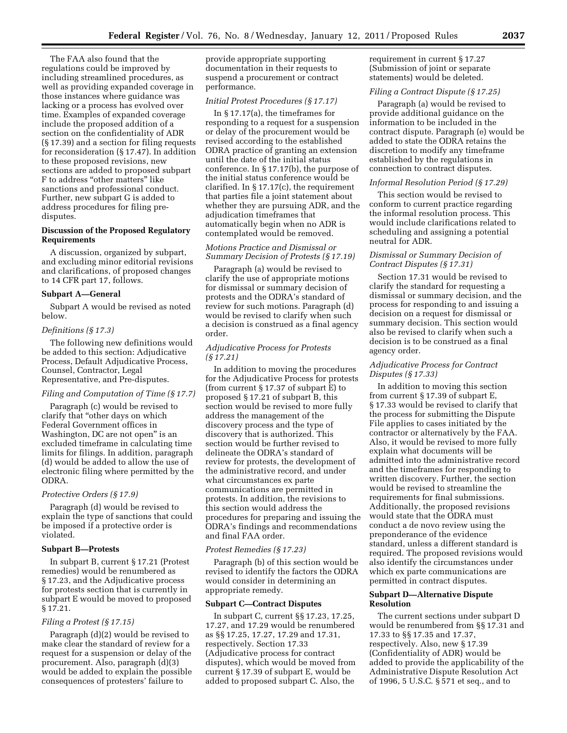The FAA also found that the regulations could be improved by including streamlined procedures, as well as providing expanded coverage in those instances where guidance was lacking or a process has evolved over time. Examples of expanded coverage include the proposed addition of a section on the confidentiality of ADR (§ 17.39) and a section for filing requests for reconsideration (§ 17.47). In addition to these proposed revisions, new sections are added to proposed subpart F to address "other matters" like sanctions and professional conduct. Further, new subpart G is added to address procedures for filing pre-disputes.

**Discussion of the Proposed Regulatory Requirements**

A discussion, organized by subpart, and excluding minor editorial revisions and clarifications, of proposed changes to 14 CFR part 17, follows.

**Subpart A—General**

Subpart A would be revised as noted below.

*Definitions (§ 17.3)*

The following new definitions would be added to this section: Adjudicative Process, Default Adjudicative Process, Counsel, Contractor, Legal Representative, and Pre-disputes.

*Filing and Computation of Time (§ 17.7)*

Paragraph (c) would be revised to clarify that "other days on which Federal Government offices in Washington, DC are not open" is an excluded timeframe in calculating time limits for filings. In addition, paragraph (d) would be added to allow the use of electronic filing where permitted by the ODRA.

*Protective Orders (§ 17.9)*

Paragraph (d) would be revised to explain the type of sanctions that could be imposed if a protective order is violated.

**Subpart B—Protests**

In subpart B, current § 17.21 (Protest remedies) would be renumbered as § 17.23, and the Adjudicative process for protests section that is currently in subpart E would be moved to proposed § 17.21.

*Filing a Protest (§ 17.15)*

Paragraph (d)(2) would be revised to make clear the standard of review for a request for a suspension or delay of the procurement. Also, paragraph (d)(3) would be added to explain the possible consequences of protesters' failure to provide appropriate supporting documentation in their requests to suspend a procurement or contract performance.

*Initial Protest Procedures (§ 17.17)*

In § 17.17(a), the timeframes for responding to a request for a suspension or delay of the procurement would be revised according to the established ODRA practice of granting an extension until the date of the initial status conference. In § 17.17(b), the purpose of the initial status conference would be clarified. In § 17.17(c), the requirement that parties file a joint statement about whether they are pursuing ADR, and the adjudication timeframes that automatically begin when no ADR is contemplated would be removed.

*Motions Practice and Dismissal or Summary Decision of Protests (§ 17.19)*

Paragraph (a) would be revised to clarify the use of appropriate motions for dismissal or summary decision of protests and the ODRA's standard of review for such motions. Paragraph (d) would be revised to clarify when such a decision is construed as a final agency order.

*Adjudicative Process for Protests (§ 17.21)*

In addition to moving the procedures for the Adjudicative Process for protests (from current § 17.37 of subpart E) to proposed § 17.21 of subpart B, this section would be revised to more fully address the management of the discovery process and the type of discovery that is authorized. This section would be further revised to delineate the ODRA's standard of review for protests, the development of the administrative record, and under what circumstances ex parte communications are permitted in protests. In addition, the revisions to this section would address the procedures for preparing and issuing the ODRA's findings and recommendations and final FAA order.

*Protest Remedies (§ 17.23)*

Paragraph (b) of this section would be revised to identify the factors the ODRA would consider in determining an appropriate remedy.

**Subpart C—Contract Disputes**

In subpart C, current §§ 17.23, 17.25, 17.27, and 17.29 would be renumbered as §§ 17.25, 17.27, 17.29 and 17.31, respectively. Section 17.33 (Adjudicative process for contract disputes), which would be moved from current § 17.39 of subpart E, would be added to proposed subpart C. Also, the requirement in current § 17.27 (Submission of joint or separate statements) would be deleted.

*Filing a Contract Dispute (§ 17.25)*

Paragraph (a) would be revised to provide additional guidance on the information to be included in the contract dispute. Paragraph (e) would be added to state the ODRA retains the discretion to modify any timeframe established by the regulations in connection to contract disputes.

*Informal Resolution Period (§ 17.29)*

This section would be revised to conform to current practice regarding the informal resolution process. This would include clarifications related to scheduling and assigning a potential neutral for ADR.

*Dismissal or Summary Decision of Contract Disputes (§ 17.31)*

Section 17.31 would be revised to clarify the standard for requesting a dismissal or summary decision, and the process for responding to and issuing a decision on a request for dismissal or summary decision. This section would also be revised to clarify when such a decision is to be construed as a final agency order.

*Adjudicative Process for Contract Disputes (§ 17.33)*

In addition to moving this section from current § 17.39 of subpart E, § 17.33 would be revised to clarify that the process for submitting the Dispute File applies to cases initiated by the contractor or alternatively by the FAA. Also, it would be revised to more fully explain what documents will be admitted into the administrative record and the timeframes for responding to written discovery. Further, the section would be revised to streamline the requirements for final submissions. Additionally, the proposed revisions would state that the ODRA must conduct a de novo review using the preponderance of the evidence standard, unless a different standard is required. The proposed revisions would also identify the circumstances under which ex parte communications are permitted in contract disputes.

**Subpart D—Alternative Dispute Resolution**

The current sections under subpart D would be renumbered from §§ 17.31 and 17.33 to §§ 17.35 and 17.37, respectively. Also, new § 17.39 (Confidentiality of ADR) would be added to provide the applicability of the Administrative Dispute Resolution Act of 1996, 5 U.S.C. § 571 et seq., and to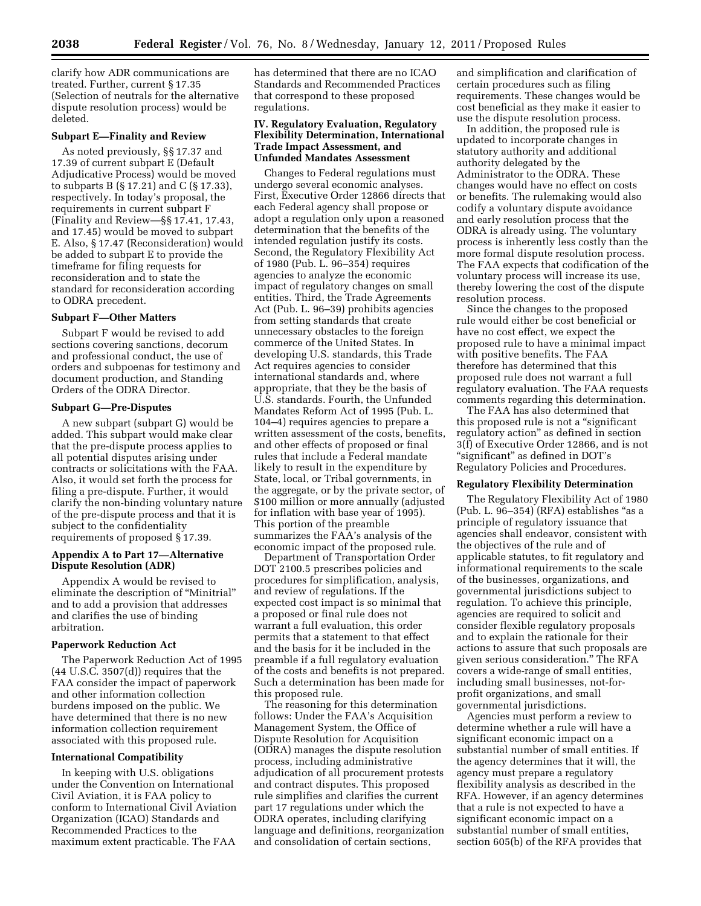clarify how ADR communications are treated. Further, current § 17.35 (Selection of neutrals for the alternative dispute resolution process) would be deleted.

### Subpart E—Finality and Review

As noted previously, §§ 17.37 and 17.39 of current subpart E (Default Adjudicative Process) would be moved to subparts B (§ 17.21) and C (§ 17.33), respectively. In today's proposal, the requirements in current subpart F (Finality and Review—§§ 17.41, 17.43, and 17.45) would be moved to subpart E. Also, § 17.47 (Reconsideration) would be added to subpart E to provide the timeframe for filing requests for reconsideration and to state the standard for reconsideration according to ODRA precedent.

### Subpart F—Other Matters

Subpart F would be revised to add sections covering sanctions, decorum and professional conduct, the use of orders and subpoenas for testimony and document production, and Standing Orders of the ODRA Director.

### Subpart G—Pre-Disputes

A new subpart (subpart G) would be added. This subpart would make clear that the pre-dispute process applies to all potential disputes arising under contracts or solicitations with the FAA. Also, it would set forth the process for filing a pre-dispute. Further, it would clarify the non-binding voluntary nature of the pre-dispute process and that it is subject to the confidentiality requirements of proposed § 17.39.

### Appendix A to Part 17—Alternative Dispute Resolution (ADR)

Appendix A would be revised to eliminate the description of "Minitrial" and to add a provision that addresses and clarifies the use of binding arbitration.

### Paperwork Reduction Act

The Paperwork Reduction Act of 1995 (44 U.S.C. 3507(d)) requires that the FAA consider the impact of paperwork and other information collection burdens imposed on the public. We have determined that there is no new information collection requirement associated with this proposed rule.

### International Compatibility

In keeping with U.S. obligations under the Convention on International Civil Aviation, it is FAA policy to conform to International Civil Aviation Organization (ICAO) Standards and Recommended Practices to the maximum extent practicable. The FAA has determined that there are no ICAO Standards and Recommended Practices that correspond to these proposed regulations.

## IV. Regulatory Evaluation, Regulatory Flexibility Determination, International Trade Impact Assessment, and Unfunded Mandates Assessment

Changes to Federal regulations must undergo several economic analyses. First, Executive Order 12866 directs that each Federal agency shall propose or adopt a regulation only upon a reasoned determination that the benefits of the intended regulation justify its costs. Second, the Regulatory Flexibility Act of 1980 (Pub. L. 96–354) requires agencies to analyze the economic impact of regulatory changes on small entities. Third, the Trade Agreements Act (Pub. L. 96–39) prohibits agencies from setting standards that create unnecessary obstacles to the foreign commerce of the United States. In developing U.S. standards, this Trade Act requires agencies to consider international standards and, where appropriate, that they be the basis of U.S. standards. Fourth, the Unfunded Mandates Reform Act of 1995 (Pub. L. 104–4) requires agencies to prepare a written assessment of the costs, benefits, and other effects of proposed or final rules that include a Federal mandate likely to result in the expenditure by State, local, or Tribal governments, in the aggregate, or by the private sector, of $100 million or more annually (adjusted for inflation with base year of 1995). This portion of the preamble summarizes the FAA's analysis of the economic impact of the proposed rule.

Department of Transportation Order DOT 2100.5 prescribes policies and procedures for simplification, analysis, and review of regulations. If the expected cost impact is so minimal that a proposed or final rule does not warrant a full evaluation, this order permits that a statement to that effect and the basis for it be included in the preamble if a full regulatory evaluation of the costs and benefits is not prepared. Such a determination has been made for this proposed rule.

The reasoning for this determination follows: Under the FAA's Acquisition Management System, the Office of Dispute Resolution for Acquisition (ODRA) manages the dispute resolution process, including administrative adjudication of all procurement protests and contract disputes. This proposed rule simplifies and clarifies the current part 17 regulations under which the ODRA operates, including clarifying language and definitions, reorganization and consolidation of certain sections, and simplification and clarification of certain procedures such as filing requirements. These changes would be cost beneficial as they make it easier to use the dispute resolution process.

In addition, the proposed rule is updated to incorporate changes in statutory authority and additional authority delegated by the Administrator to the ODRA. These changes would have no effect on costs or benefits. The rulemaking would also codify a voluntary dispute avoidance and early resolution process that the ODRA is already using. The voluntary process is inherently less costly than the more formal dispute resolution process. The FAA expects that codification of the voluntary process will increase its use, thereby lowering the cost of the dispute resolution process.

Since the changes to the proposed rule would either be cost beneficial or have no cost effect, we expect the proposed rule to have a minimal impact with positive benefits. The FAA therefore has determined that this proposed rule does not warrant a full regulatory evaluation. The FAA requests comments regarding this determination.

The FAA has also determined that this proposed rule is not a "significant regulatory action" as defined in section 3(f) of Executive Order 12866, and is not "significant" as defined in DOT's Regulatory Policies and Procedures.

### Regulatory Flexibility Determination

The Regulatory Flexibility Act of 1980 (Pub. L. 96–354) (RFA) establishes "as a principle of regulatory issuance that agencies shall endeavor, consistent with the objectives of the rule and of applicable statutes, to fit regulatory and informational requirements to the scale of the businesses, organizations, and governmental jurisdictions subject to regulation. To achieve this principle, agencies are required to solicit and consider flexible regulatory proposals and to explain the rationale for their actions to assure that such proposals are given serious consideration." The RFA covers a wide-range of small entities, including small businesses, not-for-profit organizations, and small governmental jurisdictions.

Agencies must perform a review to determine whether a rule will have a significant economic impact on a substantial number of small entities. If the agency determines that it will, the agency must prepare a regulatory flexibility analysis as described in the RFA. However, if an agency determines that a rule is not expected to have a significant economic impact on a substantial number of small entities, section 605(b) of the RFA provides that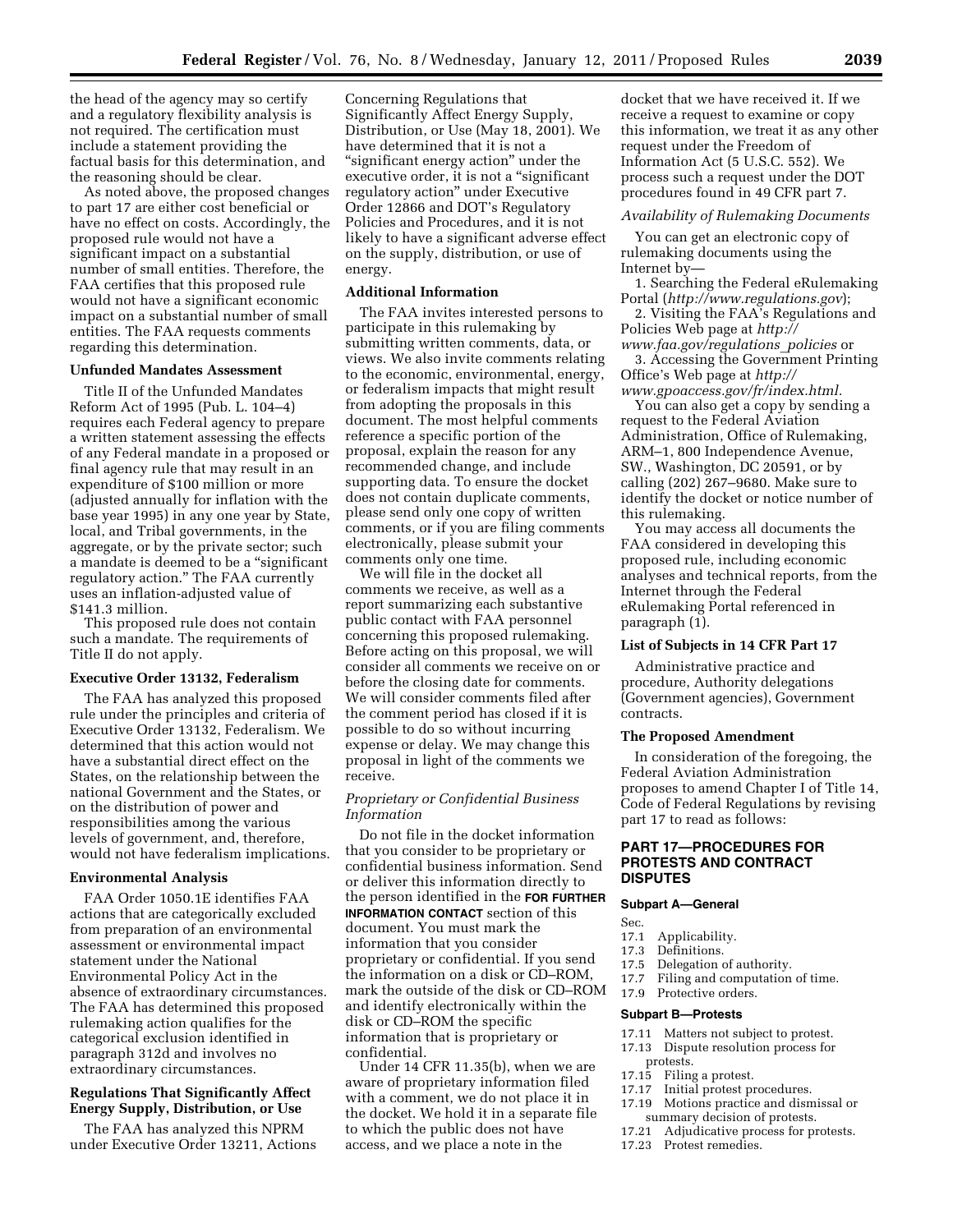the head of the agency may so certify and a regulatory flexibility analysis is not required. The certification must include a statement providing the factual basis for this determination, and the reasoning should be clear.

As noted above, the proposed changes to part 17 are either cost beneficial or have no effect on costs. Accordingly, the proposed rule would not have a significant impact on a substantial number of small entities. Therefore, the FAA certifies that this proposed rule would not have a significant economic impact on a substantial number of small entities. The FAA requests comments regarding this determination.

**Unfunded Mandates Assessment**

Title II of the Unfunded Mandates Reform Act of 1995 (Pub. L. 104–4) requires each Federal agency to prepare a written statement assessing the effects of any Federal mandate in a proposed or final agency rule that may result in an expenditure of $100 million or more (adjusted annually for inflation with the base year 1995) in any one year by State, local, and Tribal governments, in the aggregate, or by the private sector; such a mandate is deemed to be a "significant regulatory action." The FAA currently uses an inflation-adjusted value of $141.3 million.

This proposed rule does not contain such a mandate. The requirements of Title II do not apply.

**Executive Order 13132, Federalism**

The FAA has analyzed this proposed rule under the principles and criteria of Executive Order 13132, Federalism. We determined that this action would not have a substantial direct effect on the States, on the relationship between the national Government and the States, or on the distribution of power and responsibilities among the various levels of government, and, therefore, would not have federalism implications.

**Environmental Analysis**

FAA Order 1050.1E identifies FAA actions that are categorically excluded from preparation of an environmental assessment or environmental impact statement under the National Environmental Policy Act in the absence of extraordinary circumstances. The FAA has determined this proposed rulemaking action qualifies for the categorical exclusion identified in paragraph 312d and involves no extraordinary circumstances.

**Regulations That Significantly Affect Energy Supply, Distribution, or Use**

The FAA has analyzed this NPRM under Executive Order 13211, Actions Concerning Regulations that Significantly Affect Energy Supply, Distribution, or Use (May 18, 2001). We have determined that it is not a "significant energy action" under the executive order, it is not a "significant regulatory action" under Executive Order 12866 and DOT's Regulatory Policies and Procedures, and it is not likely to have a significant adverse effect on the supply, distribution, or use of energy.

**Additional Information**

The FAA invites interested persons to participate in this rulemaking by submitting written comments, data, or views. We also invite comments relating to the economic, environmental, energy, or federalism impacts that might result from adopting the proposals in this document. The most helpful comments reference a specific portion of the proposal, explain the reason for any recommended change, and include supporting data. To ensure the docket does not contain duplicate comments, please send only one copy of written comments, or if you are filing comments electronically, please submit your comments only one time.

We will file in the docket all comments we receive, as well as a report summarizing each substantive public contact with FAA personnel concerning this proposed rulemaking. Before acting on this proposal, we will consider all comments we receive on or before the closing date for comments. We will consider comments filed after the comment period has closed if it is possible to do so without incurring expense or delay. We may change this proposal in light of the comments we receive.

*Proprietary or Confidential Business Information*

Do not file in the docket information that you consider to be proprietary or confidential business information. Send or deliver this information directly to the person identified in the **FOR FURTHER INFORMATION CONTACT** section of this document. You must mark the information that you consider proprietary or confidential. If you send the information on a disk or CD–ROM, mark the outside of the disk or CD–ROM and identify electronically within the disk or CD–ROM the specific information that is proprietary or confidential.

Under 14 CFR 11.35(b), when we are aware of proprietary information filed with a comment, we do not place it in the docket. We hold it in a separate file to which the public does not have access, and we place a note in the docket that we have received it. If we receive a request to examine or copy this information, we treat it as any other request under the Freedom of Information Act (5 U.S.C. 552). We process such a request under the DOT procedures found in 49 CFR part 7.

*Availability of Rulemaking Documents*

You can get an electronic copy of rulemaking documents using the Internet by—

1. Searching the Federal eRulemaking Portal (*http://www.regulations.gov*);
2. Visiting the FAA's Regulations and Policies Web page at *http://www.faa.gov/regulations_policies* or
3. Accessing the Government Printing Office's Web page at *http://www.gpoaccess.gov/fr/index.html.*

You can also get a copy by sending a request to the Federal Aviation Administration, Office of Rulemaking, ARM–1, 800 Independence Avenue, SW., Washington, DC 20591, or by calling (202) 267–9680. Make sure to identify the docket or notice number of this rulemaking.

You may access all documents the FAA considered in developing this proposed rule, including economic analyses and technical reports, from the Internet through the Federal eRulemaking Portal referenced in paragraph (1).

**List of Subjects in 14 CFR Part 17**

Administrative practice and procedure, Authority delegations (Government agencies), Government contracts.

**The Proposed Amendment**

In consideration of the foregoing, the Federal Aviation Administration proposes to amend Chapter I of Title 14, Code of Federal Regulations by revising part 17 to read as follows:

## PART 17—PROCEDURES FOR PROTESTS AND CONTRACT DISPUTES

### Subpart A—General

Sec.
17.1 Applicability.
17.3 Definitions.
17.5 Delegation of authority.
17.7 Filing and computation of time.
17.9 Protective orders.

### Subpart B—Protests

17.11 Matters not subject to protest.
17.13 Dispute resolution process for protests.
17.15 Filing a protest.
17.17 Initial protest procedures.
17.19 Motions practice and dismissal or summary decision of protests.
17.21 Adjudicative process for protests.
17.23 Protest remedies.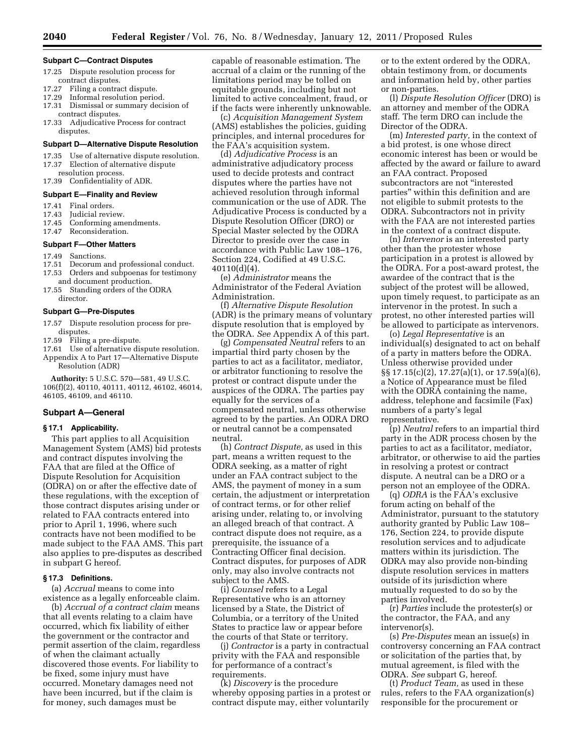**Subpart C—Contract Disputes**

17.25 Dispute resolution process for contract disputes.
17.27 Filing a contract dispute.
17.29 Informal resolution period.
17.31 Dismissal or summary decision of contract disputes.
17.33 Adjudicative Process for contract disputes.

**Subpart D—Alternative Dispute Resolution**

17.35 Use of alternative dispute resolution.
17.37 Election of alternative dispute resolution process.
17.39 Confidentiality of ADR.

**Subpart E—Finality and Review**

17.41 Final orders.
17.43 Judicial review.
17.45 Conforming amendments.
17.47 Reconsideration.

**Subpart F—Other Matters**

17.49 Sanctions.
17.51 Decorum and professional conduct.
17.53 Orders and subpoenas for testimony and document production.
17.55 Standing orders of the ODRA director.

**Subpart G—Pre-Disputes**

17.57 Dispute resolution process for pre-disputes.
17.59 Filing a pre-dispute.
17.61 Use of alternative dispute resolution.
Appendix A to Part 17—Alternative Dispute Resolution (ADR)

**Authority:** 5 U.S.C. 570—581, 49 U.S.C. 106(f)(2), 40110, 40111, 40112, 46102, 46014, 46105, 46109, and 46110.

## Subpart A—General

### § 17.1 Applicability.

This part applies to all Acquisition Management System (AMS) bid protests and contract disputes involving the FAA that are filed at the Office of Dispute Resolution for Acquisition (ODRA) on or after the effective date of these regulations, with the exception of those contract disputes arising under or related to FAA contracts entered into prior to April 1, 1996, where such contracts have not been modified to be made subject to the FAA AMS. This part also applies to pre-disputes as described in subpart G hereof.

### § 17.3 Definitions.

(a) *Accrual* means to come into existence as a legally enforceable claim.

(b) *Accrual of a contract claim* means that all events relating to a claim have occurred, which fix liability of either the government or the contractor and permit assertion of the claim, regardless of when the claimant actually discovered those events. For liability to be fixed, some injury must have occurred. Monetary damages need not have been incurred, but if the claim is for money, such damages must be capable of reasonable estimation. The accrual of a claim or the running of the limitations period may be tolled on equitable grounds, including but not limited to active concealment, fraud, or if the facts were inherently unknowable.

(c) *Acquisition Management System* (AMS) establishes the policies, guiding principles, and internal procedures for the FAA's acquisition system.

(d) *Adjudicative Process* is an administrative adjudicatory process used to decide protests and contract disputes where the parties have not achieved resolution through informal communication or the use of ADR. The Adjudicative Process is conducted by a Dispute Resolution Officer (DRO) or Special Master selected by the ODRA Director to preside over the case in accordance with Public Law 108–176, Section 224, Codified at 49 U.S.C. 40110(d)(4).

(e) *Administrator* means the Administrator of the Federal Aviation Administration.

(f) *Alternative Dispute Resolution* (ADR) is the primary means of voluntary dispute resolution that is employed by the ODRA. *See* Appendix A of this part.

(g) *Compensated Neutral* refers to an impartial third party chosen by the parties to act as a facilitator, mediator, or arbitrator functioning to resolve the protest or contract dispute under the auspices of the ODRA. The parties pay equally for the services of a compensated neutral, unless otherwise agreed to by the parties. An ODRA DRO or neutral cannot be a compensated neutral.

(h) *Contract Dispute,* as used in this part, means a written request to the ODRA seeking, as a matter of right under an FAA contract subject to the AMS, the payment of money in a sum certain, the adjustment or interpretation of contract terms, or for other relief arising under, relating to, or involving an alleged breach of that contract. A contract dispute does not require, as a prerequisite, the issuance of a Contracting Officer final decision. Contract disputes, for purposes of ADR only, may also involve contracts not subject to the AMS.

(i) *Counsel* refers to a Legal Representative who is an attorney licensed by a State, the District of Columbia, or a territory of the United States to practice law or appear before the courts of that State or territory.

(j) *Contractor* is a party in contractual privity with the FAA and responsible for performance of a contract's requirements.

(k) *Discovery* is the procedure whereby opposing parties in a protest or contract dispute may, either voluntarily or to the extent ordered by the ODRA, obtain testimony from, or documents and information held by, other parties or non-parties.

(l) *Dispute Resolution Officer* (DRO) is an attorney and member of the ODRA staff. The term DRO can include the Director of the ODRA.

(m) *Interested party,* in the context of a bid protest, is one whose direct economic interest has been or would be affected by the award or failure to award an FAA contract. Proposed subcontractors are not "interested parties" within this definition and are not eligible to submit protests to the ODRA. Subcontractors not in privity with the FAA are not interested parties in the context of a contract dispute.

(n) *Intervenor* is an interested party other than the protester whose participation in a protest is allowed by the ODRA. For a post-award protest, the awardee of the contract that is the subject of the protest will be allowed, upon timely request, to participate as an intervenor in the protest. In such a protest, no other interested parties will be allowed to participate as intervenors.

(o) *Legal Representative* is an individual(s) designated to act on behalf of a party in matters before the ODRA. Unless otherwise provided under §§ 17.15(c)(2), 17.27(a)(1), or 17.59(a)(6), a Notice of Appearance must be filed with the ODRA containing the name, address, telephone and facsimile (Fax) numbers of a party's legal representative.

(p) *Neutral* refers to an impartial third party in the ADR process chosen by the parties to act as a facilitator, mediator, arbitrator, or otherwise to aid the parties in resolving a protest or contract dispute. A neutral can be a DRO or a person not an employee of the ODRA.

(q) *ODRA* is the FAA's exclusive forum acting on behalf of the Administrator, pursuant to the statutory authority granted by Public Law 108–176, Section 224, to provide dispute resolution services and to adjudicate matters within its jurisdiction. The ODRA may also provide non-binding dispute resolution services in matters outside of its jurisdiction where mutually requested to do so by the parties involved.

(r) *Parties* include the protester(s) or the contractor, the FAA, and any intervenor(s).

(s) *Pre-Disputes* mean an issue(s) in controversy concerning an FAA contract or solicitation of the parties that, by mutual agreement, is filed with the ODRA. *See* subpart G, hereof.

(t) *Product Team,* as used in these rules, refers to the FAA organization(s) responsible for the procurement or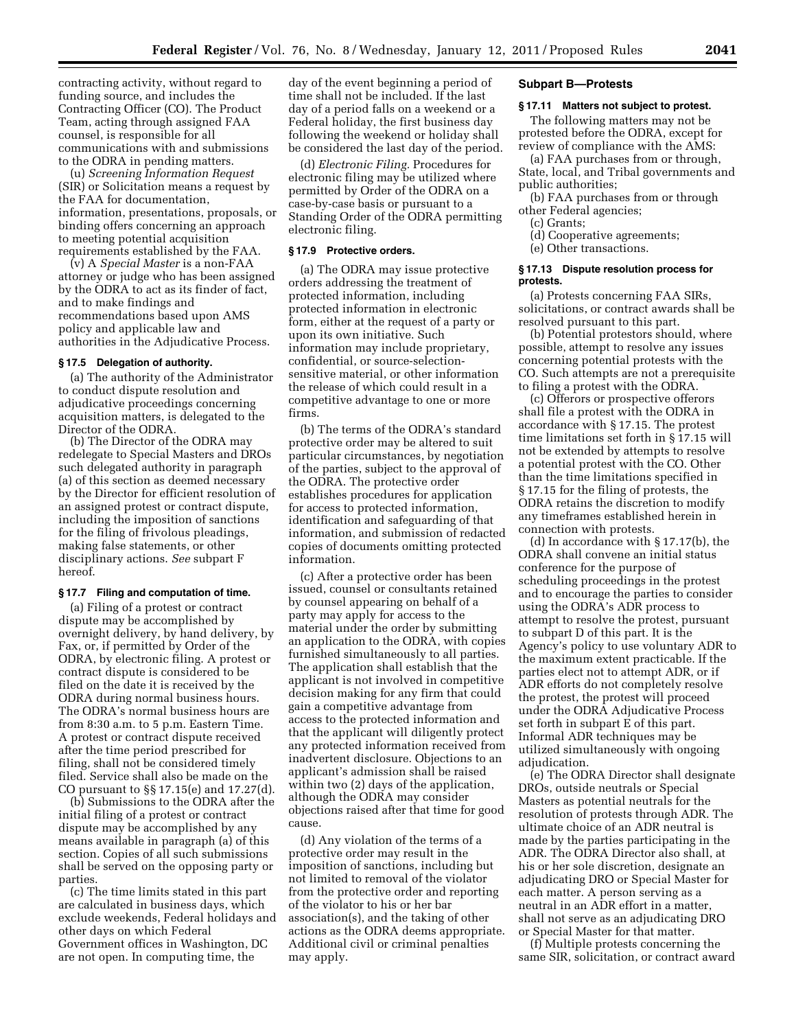contracting activity, without regard to funding source, and includes the Contracting Officer (CO). The Product Team, acting through assigned FAA counsel, is responsible for all communications with and submissions to the ODRA in pending matters.

(u) *Screening Information Request* (SIR) or Solicitation means a request by the FAA for documentation, information, presentations, proposals, or binding offers concerning an approach to meeting potential acquisition requirements established by the FAA.

(v) A *Special Master* is a non-FAA attorney or judge who has been assigned by the ODRA to act as its finder of fact, and to make findings and recommendations based upon AMS policy and applicable law and authorities in the Adjudicative Process.

### § 17.5 Delegation of authority.

(a) The authority of the Administrator to conduct dispute resolution and adjudicative proceedings concerning acquisition matters, is delegated to the Director of the ODRA.

(b) The Director of the ODRA may redelegate to Special Masters and DROs such delegated authority in paragraph (a) of this section as deemed necessary by the Director for efficient resolution of an assigned protest or contract dispute, including the imposition of sanctions for the filing of frivolous pleadings, making false statements, or other disciplinary actions. *See* subpart F hereof.

### § 17.7 Filing and computation of time.

(a) Filing of a protest or contract dispute may be accomplished by overnight delivery, by hand delivery, by Fax, or, if permitted by Order of the ODRA, by electronic filing. A protest or contract dispute is considered to be filed on the date it is received by the ODRA during normal business hours. The ODRA's normal business hours are from 8:30 a.m. to 5 p.m. Eastern Time. A protest or contract dispute received after the time period prescribed for filing, shall not be considered timely filed. Service shall also be made on the CO pursuant to §§ 17.15(e) and 17.27(d).

(b) Submissions to the ODRA after the initial filing of a protest or contract dispute may be accomplished by any means available in paragraph (a) of this section. Copies of all such submissions shall be served on the opposing party or parties.

(c) The time limits stated in this part are calculated in business days, which exclude weekends, Federal holidays and other days on which Federal Government offices in Washington, DC are not open. In computing time, the day of the event beginning a period of time shall not be included. If the last day of a period falls on a weekend or a Federal holiday, the first business day following the weekend or holiday shall be considered the last day of the period.

(d) *Electronic Filing.* Procedures for electronic filing may be utilized where permitted by Order of the ODRA on a case-by-case basis or pursuant to a Standing Order of the ODRA permitting electronic filing.

### § 17.9 Protective orders.

(a) The ODRA may issue protective orders addressing the treatment of protected information, including protected information in electronic form, either at the request of a party or upon its own initiative. Such information may include proprietary, confidential, or source-selection-sensitive material, or other information the release of which could result in a competitive advantage to one or more firms.

(b) The terms of the ODRA's standard protective order may be altered to suit particular circumstances, by negotiation of the parties, subject to the approval of the ODRA. The protective order establishes procedures for application for access to protected information, identification and safeguarding of that information, and submission of redacted copies of documents omitting protected information.

(c) After a protective order has been issued, counsel or consultants retained by counsel appearing on behalf of a party may apply for access to the material under the order by submitting an application to the ODRA, with copies furnished simultaneously to all parties. The application shall establish that the applicant is not involved in competitive decision making for any firm that could gain a competitive advantage from access to the protected information and that the applicant will diligently protect any protected information received from inadvertent disclosure. Objections to an applicant's admission shall be raised within two (2) days of the application, although the ODRA may consider objections raised after that time for good cause.

(d) Any violation of the terms of a protective order may result in the imposition of sanctions, including but not limited to removal of the violator from the protective order and reporting of the violator to his or her bar association(s), and the taking of other actions as the ODRA deems appropriate. Additional civil or criminal penalties may apply.

## Subpart B—Protests

### § 17.11 Matters not subject to protest.

The following matters may not be protested before the ODRA, except for review of compliance with the AMS:

(a) FAA purchases from or through, State, local, and Tribal governments and public authorities;

(b) FAA purchases from or through other Federal agencies;

(c) Grants;

(d) Cooperative agreements;

(e) Other transactions.

### § 17.13 Dispute resolution process for protests.

(a) Protests concerning FAA SIRs, solicitations, or contract awards shall be resolved pursuant to this part.

(b) Potential protestors should, where possible, attempt to resolve any issues concerning potential protests with the CO. Such attempts are not a prerequisite to filing a protest with the ODRA.

(c) Offerors or prospective offerors shall file a protest with the ODRA in accordance with § 17.15. The protest time limitations set forth in § 17.15 will not be extended by attempts to resolve a potential protest with the CO. Other than the time limitations specified in § 17.15 for the filing of protests, the ODRA retains the discretion to modify any timeframes established herein in connection with protests.

(d) In accordance with § 17.17(b), the ODRA shall convene an initial status conference for the purpose of scheduling proceedings in the protest and to encourage the parties to consider using the ODRA's ADR process to attempt to resolve the protest, pursuant to subpart D of this part. It is the Agency's policy to use voluntary ADR to the maximum extent practicable. If the parties elect not to attempt ADR, or if ADR efforts do not completely resolve the protest, the protest will proceed under the ODRA Adjudicative Process set forth in subpart E of this part. Informal ADR techniques may be utilized simultaneously with ongoing adjudication.

(e) The ODRA Director shall designate DROs, outside neutrals or Special Masters as potential neutrals for the resolution of protests through ADR. The ultimate choice of an ADR neutral is made by the parties participating in the ADR. The ODRA Director also shall, at his or her sole discretion, designate an adjudicating DRO or Special Master for each matter. A person serving as a neutral in an ADR effort in a matter, shall not serve as an adjudicating DRO or Special Master for that matter.

(f) Multiple protests concerning the same SIR, solicitation, or contract award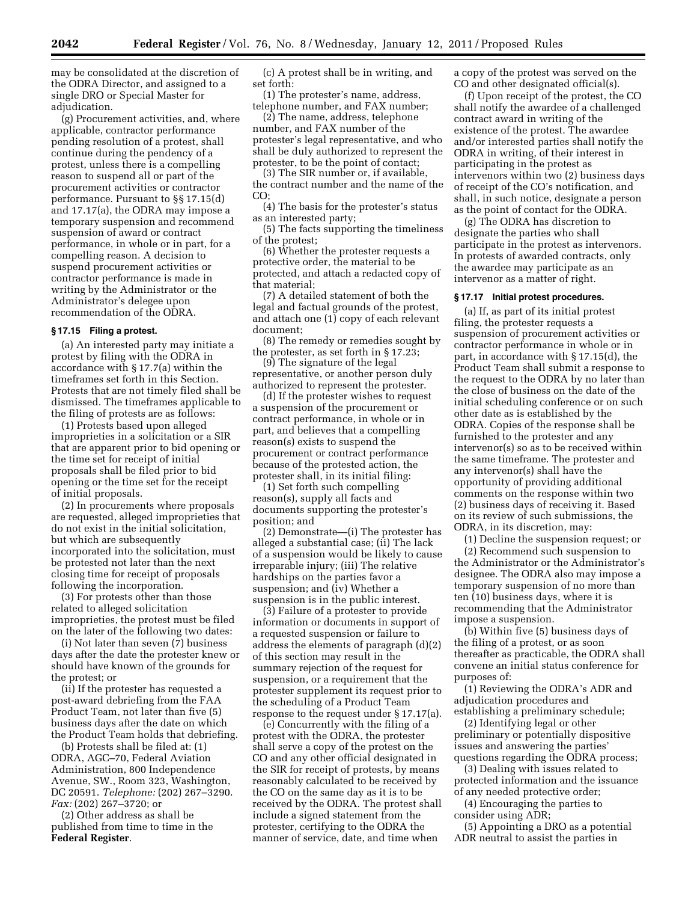may be consolidated at the discretion of the ODRA Director, and assigned to a single DRO or Special Master for adjudication.

(g) Procurement activities, and, where applicable, contractor performance pending resolution of a protest, shall continue during the pendency of a protest, unless there is a compelling reason to suspend all or part of the procurement activities or contractor performance. Pursuant to §§ 17.15(d) and 17.17(a), the ODRA may impose a temporary suspension and recommend suspension of award or contract performance, in whole or in part, for a compelling reason. A decision to suspend procurement activities or contractor performance is made in writing by the Administrator or the Administrator's delegee upon recommendation of the ODRA.

### § 17.15 Filing a protest.

(a) An interested party may initiate a protest by filing with the ODRA in accordance with § 17.7(a) within the timeframes set forth in this Section. Protests that are not timely filed shall be dismissed. The timeframes applicable to the filing of protests are as follows:

(1) Protests based upon alleged improprieties in a solicitation or a SIR that are apparent prior to bid opening or the time set for receipt of initial proposals shall be filed prior to bid opening or the time set for the receipt of initial proposals.

(2) In procurements where proposals are requested, alleged improprieties that do not exist in the initial solicitation, but which are subsequently incorporated into the solicitation, must be protested not later than the next closing time for receipt of proposals following the incorporation.

(3) For protests other than those related to alleged solicitation improprieties, the protest must be filed on the later of the following two dates:

(i) Not later than seven (7) business days after the date the protester knew or should have known of the grounds for the protest; or

(ii) If the protester has requested a post-award debriefing from the FAA Product Team, not later than five (5) business days after the date on which the Product Team holds that debriefing.

(b) Protests shall be filed at: (1) ODRA, AGC–70, Federal Aviation Administration, 800 Independence Avenue, SW., Room 323, Washington, DC 20591. *Telephone:* (202) 267–3290. *Fax:* (202) 267–3720; or

(2) Other address as shall be published from time to time in the **Federal Register**.

(c) A protest shall be in writing, and set forth:

(1) The protester's name, address, telephone number, and FAX number;

(2) The name, address, telephone number, and FAX number of the protester's legal representative, and who shall be duly authorized to represent the protester, to be the point of contact;

(3) The SIR number or, if available, the contract number and the name of the CO;

(4) The basis for the protester's status as an interested party;

(5) The facts supporting the timeliness of the protest;

(6) Whether the protester requests a protective order, the material to be protected, and attach a redacted copy of that material;

(7) A detailed statement of both the legal and factual grounds of the protest, and attach one (1) copy of each relevant document;

(8) The remedy or remedies sought by the protester, as set forth in § 17.23;

(9) The signature of the legal representative, or another person duly authorized to represent the protester.

(d) If the protester wishes to request a suspension of the procurement or contract performance, in whole or in part, and believes that a compelling reason(s) exists to suspend the procurement or contract performance because of the protested action, the protester shall, in its initial filing:

(1) Set forth such compelling reason(s), supply all facts and documents supporting the protester's position; and

(2) Demonstrate—(i) The protester has alleged a substantial case; (ii) The lack of a suspension would be likely to cause irreparable injury; (iii) The relative hardships on the parties favor a suspension; and (iv) Whether a suspension is in the public interest.

(3) Failure of a protester to provide information or documents in support of a requested suspension or failure to address the elements of paragraph (d)(2) of this section may result in the summary rejection of the request for suspension, or a requirement that the protester supplement its request prior to the scheduling of a Product Team response to the request under § 17.17(a).

(e) Concurrently with the filing of a protest with the ODRA, the protester shall serve a copy of the protest on the CO and any other official designated in the SIR for receipt of protests, by means reasonably calculated to be received by the CO on the same day as it is to be received by the ODRA. The protest shall include a signed statement from the protester, certifying to the ODRA the manner of service, date, and time when a copy of the protest was served on the CO and other designated official(s).

(f) Upon receipt of the protest, the CO shall notify the awardee of a challenged contract award in writing of the existence of the protest. The awardee and/or interested parties shall notify the ODRA in writing, of their interest in participating in the protest as intervenors within two (2) business days of receipt of the CO's notification, and shall, in such notice, designate a person as the point of contact for the ODRA.

(g) The ODRA has discretion to designate the parties who shall participate in the protest as intervenors. In protests of awarded contracts, only the awardee may participate as an intervenor as a matter of right.

### § 17.17 Initial protest procedures.

(a) If, as part of its initial protest filing, the protester requests a suspension of procurement activities or contractor performance in whole or in part, in accordance with § 17.15(d), the Product Team shall submit a response to the request to the ODRA by no later than the close of business on the date of the initial scheduling conference or on such other date as is established by the ODRA. Copies of the response shall be furnished to the protester and any intervenor(s) so as to be received within the same timeframe. The protester and any intervenor(s) shall have the opportunity of providing additional comments on the response within two (2) business days of receiving it. Based on its review of such submissions, the ODRA, in its discretion, may:

(1) Decline the suspension request; or

(2) Recommend such suspension to the Administrator or the Administrator's designee. The ODRA also may impose a temporary suspension of no more than ten (10) business days, where it is recommending that the Administrator impose a suspension.

(b) Within five (5) business days of the filing of a protest, or as soon thereafter as practicable, the ODRA shall convene an initial status conference for purposes of:

(1) Reviewing the ODRA's ADR and adjudication procedures and establishing a preliminary schedule;

(2) Identifying legal or other preliminary or potentially dispositive issues and answering the parties' questions regarding the ODRA process;

(3) Dealing with issues related to protected information and the issuance of any needed protective order;

(4) Encouraging the parties to consider using ADR;

(5) Appointing a DRO as a potential ADR neutral to assist the parties in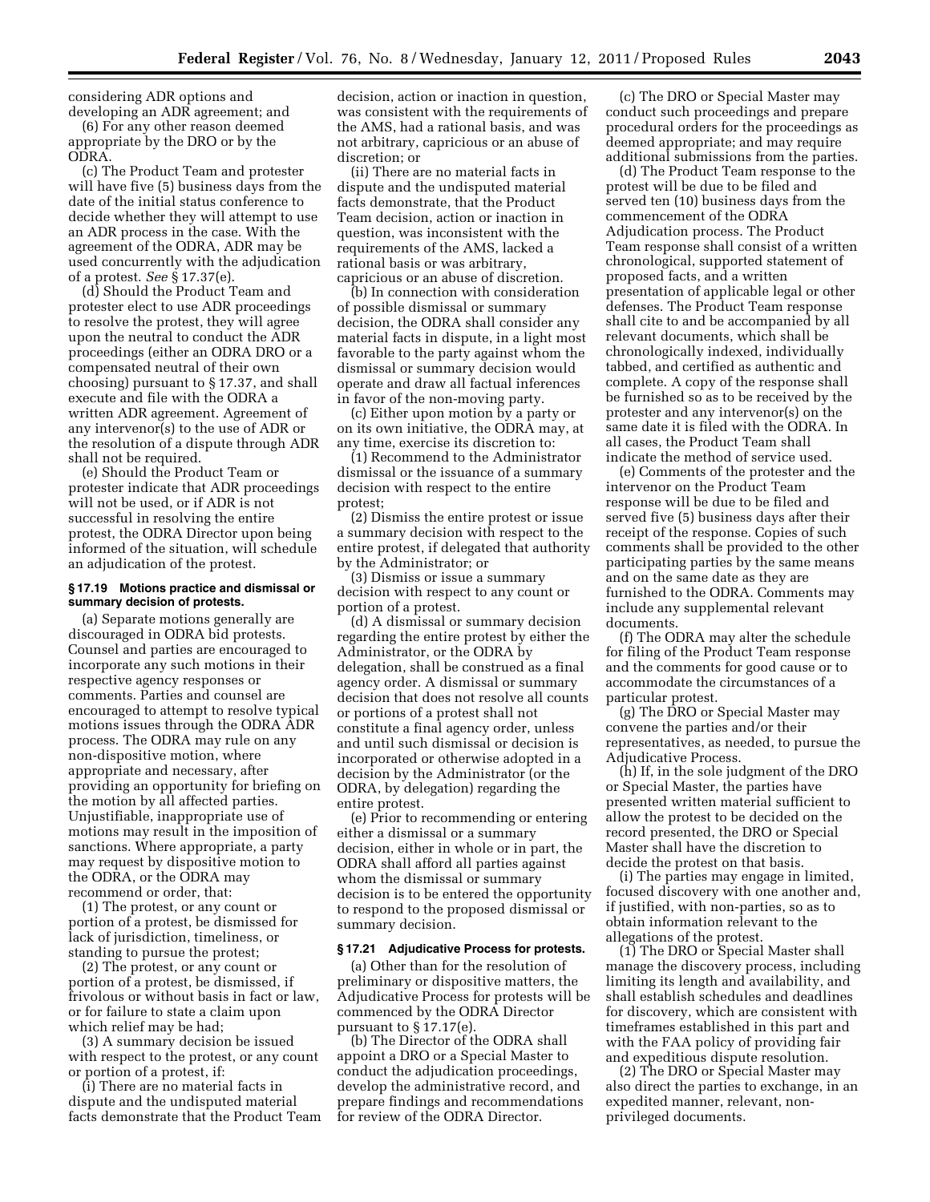considering ADR options and developing an ADR agreement; and

(6) For any other reason deemed appropriate by the DRO or by the ODRA.

(c) The Product Team and protester will have five (5) business days from the date of the initial status conference to decide whether they will attempt to use an ADR process in the case. With the agreement of the ODRA, ADR may be used concurrently with the adjudication of a protest. *See* § 17.37(e).

(d) Should the Product Team and protester elect to use ADR proceedings to resolve the protest, they will agree upon the neutral to conduct the ADR proceedings (either an ODRA DRO or a compensated neutral of their own choosing) pursuant to § 17.37, and shall execute and file with the ODRA a written ADR agreement. Agreement of any intervenor(s) to the use of ADR or the resolution of a dispute through ADR shall not be required.

(e) Should the Product Team or protester indicate that ADR proceedings will not be used, or if ADR is not successful in resolving the entire protest, the ODRA Director upon being informed of the situation, will schedule an adjudication of the protest.

### § 17.19 Motions practice and dismissal or summary decision of protests.

(a) Separate motions generally are discouraged in ODRA bid protests. Counsel and parties are encouraged to incorporate any such motions in their respective agency responses or comments. Parties and counsel are encouraged to attempt to resolve typical motions issues through the ODRA ADR process. The ODRA may rule on any non-dispositive motion, where appropriate and necessary, after providing an opportunity for briefing on the motion by all affected parties. Unjustifiable, inappropriate use of motions may result in the imposition of sanctions. Where appropriate, a party may request by dispositive motion to the ODRA, or the ODRA may recommend or order, that:

(1) The protest, or any count or portion of a protest, be dismissed for lack of jurisdiction, timeliness, or standing to pursue the protest;

(2) The protest, or any count or portion of a protest, be dismissed, if frivolous or without basis in fact or law, or for failure to state a claim upon which relief may be had;

(3) A summary decision be issued with respect to the protest, or any count or portion of a protest, if:

(i) There are no material facts in dispute and the undisputed material facts demonstrate that the Product Team decision, action or inaction in question, was consistent with the requirements of the AMS, had a rational basis, and was not arbitrary, capricious or an abuse of discretion; or

(ii) There are no material facts in dispute and the undisputed material facts demonstrate, that the Product Team decision, action or inaction in question, was inconsistent with the requirements of the AMS, lacked a rational basis or was arbitrary, capricious or an abuse of discretion.

(b) In connection with consideration of possible dismissal or summary decision, the ODRA shall consider any material facts in dispute, in a light most favorable to the party against whom the dismissal or summary decision would operate and draw all factual inferences in favor of the non-moving party.

(c) Either upon motion by a party or on its own initiative, the ODRA may, at any time, exercise its discretion to:

(1) Recommend to the Administrator dismissal or the issuance of a summary decision with respect to the entire protest;

(2) Dismiss the entire protest or issue a summary decision with respect to the entire protest, if delegated that authority by the Administrator; or

(3) Dismiss or issue a summary decision with respect to any count or portion of a protest.

(d) A dismissal or summary decision regarding the entire protest by either the Administrator, or the ODRA by delegation, shall be construed as a final agency order. A dismissal or summary decision that does not resolve all counts or portions of a protest shall not constitute a final agency order, unless and until such dismissal or decision is incorporated or otherwise adopted in a decision by the Administrator (or the ODRA, by delegation) regarding the entire protest.

(e) Prior to recommending or entering either a dismissal or a summary decision, either in whole or in part, the ODRA shall afford all parties against whom the dismissal or summary decision is to be entered the opportunity to respond to the proposed dismissal or summary decision.

### § 17.21 Adjudicative Process for protests.

(a) Other than for the resolution of preliminary or dispositive matters, the Adjudicative Process for protests will be commenced by the ODRA Director pursuant to § 17.17(e).

(b) The Director of the ODRA shall appoint a DRO or a Special Master to conduct the adjudication proceedings, develop the administrative record, and prepare findings and recommendations for review of the ODRA Director.

(c) The DRO or Special Master may conduct such proceedings and prepare procedural orders for the proceedings as deemed appropriate; and may require additional submissions from the parties.

(d) The Product Team response to the protest will be due to be filed and served ten (10) business days from the commencement of the ODRA Adjudication process. The Product Team response shall consist of a written chronological, supported statement of proposed facts, and a written presentation of applicable legal or other defenses. The Product Team response shall cite to and be accompanied by all relevant documents, which shall be chronologically indexed, individually tabbed, and certified as authentic and complete. A copy of the response shall be furnished so as to be received by the protester and any intervenor(s) on the same date it is filed with the ODRA. In all cases, the Product Team shall indicate the method of service used.

(e) Comments of the protester and the intervenor on the Product Team response will be due to be filed and served five (5) business days after their receipt of the response. Copies of such comments shall be provided to the other participating parties by the same means and on the same date as they are furnished to the ODRA. Comments may include any supplemental relevant documents.

(f) The ODRA may alter the schedule for filing of the Product Team response and the comments for good cause or to accommodate the circumstances of a particular protest.

(g) The DRO or Special Master may convene the parties and/or their representatives, as needed, to pursue the Adjudicative Process.

(h) If, in the sole judgment of the DRO or Special Master, the parties have presented written material sufficient to allow the protest to be decided on the record presented, the DRO or Special Master shall have the discretion to decide the protest on that basis.

(i) The parties may engage in limited, focused discovery with one another and, if justified, with non-parties, so as to obtain information relevant to the allegations of the protest.

(1) The DRO or Special Master shall manage the discovery process, including limiting its length and availability, and shall establish schedules and deadlines for discovery, which are consistent with timeframes established in this part and with the FAA policy of providing fair and expeditious dispute resolution.

(2) The DRO or Special Master may also direct the parties to exchange, in an expedited manner, relevant, non-privileged documents.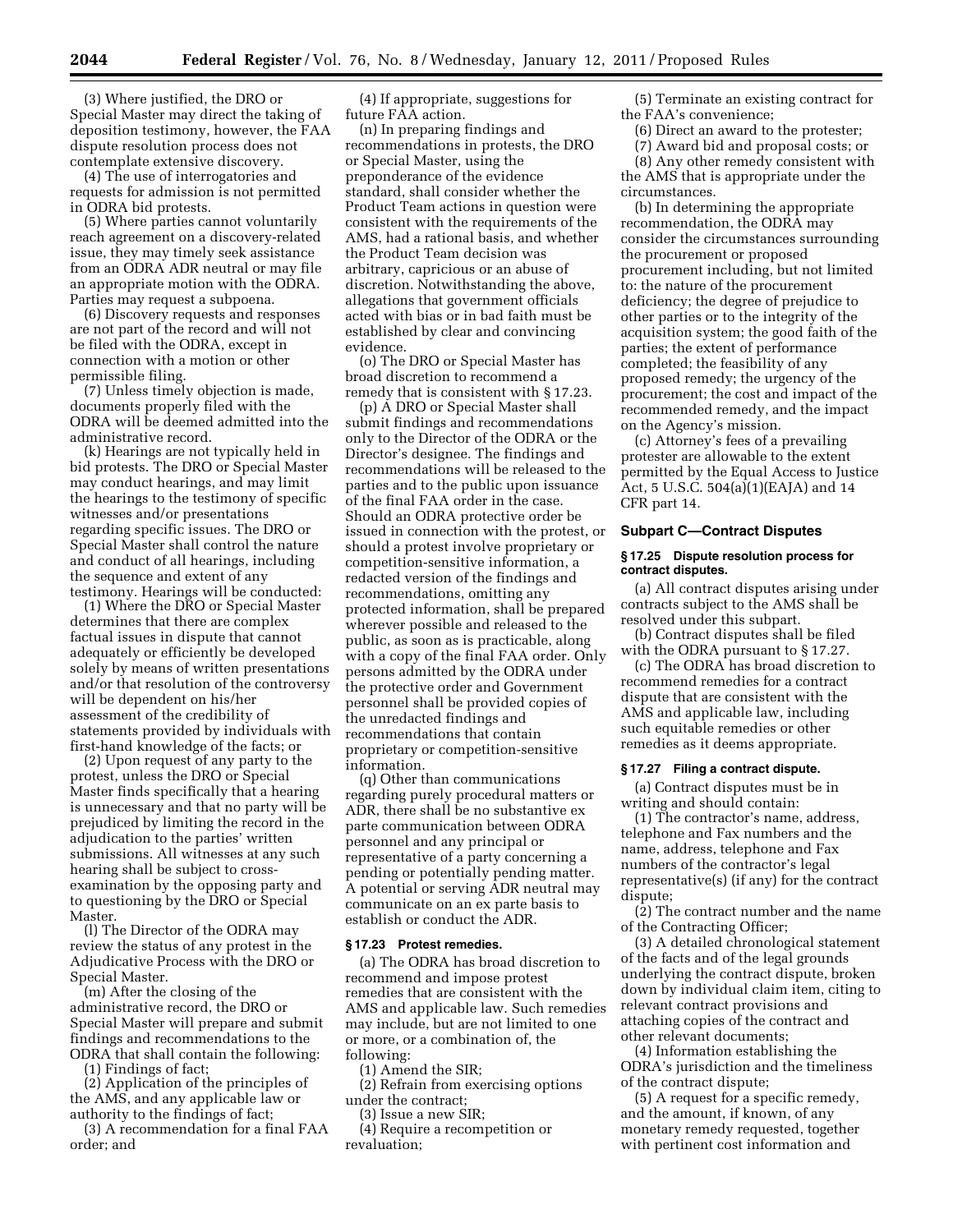(3) Where justified, the DRO or Special Master may direct the taking of deposition testimony, however, the FAA dispute resolution process does not contemplate extensive discovery.

(4) The use of interrogatories and requests for admission is not permitted in ODRA bid protests.

(5) Where parties cannot voluntarily reach agreement on a discovery-related issue, they may timely seek assistance from an ODRA ADR neutral or may file an appropriate motion with the ODRA. Parties may request a subpoena.

(6) Discovery requests and responses are not part of the record and will not be filed with the ODRA, except in connection with a motion or other permissible filing.

(7) Unless timely objection is made, documents properly filed with the ODRA will be deemed admitted into the administrative record.

(k) Hearings are not typically held in bid protests. The DRO or Special Master may conduct hearings, and may limit the hearings to the testimony of specific witnesses and/or presentations regarding specific issues. The DRO or Special Master shall control the nature and conduct of all hearings, including the sequence and extent of any testimony. Hearings will be conducted:

(1) Where the DRO or Special Master determines that there are complex factual issues in dispute that cannot adequately or efficiently be developed solely by means of written presentations and/or that resolution of the controversy will be dependent on his/her assessment of the credibility of statements provided by individuals with first-hand knowledge of the facts; or

(2) Upon request of any party to the protest, unless the DRO or Special Master finds specifically that a hearing is unnecessary and that no party will be prejudiced by limiting the record in the adjudication to the parties' written submissions. All witnesses at any such hearing shall be subject to cross-examination by the opposing party and to questioning by the DRO or Special Master.

(l) The Director of the ODRA may review the status of any protest in the Adjudicative Process with the DRO or Special Master.

(m) After the closing of the administrative record, the DRO or Special Master will prepare and submit findings and recommendations to the ODRA that shall contain the following:

(1) Findings of fact;

(2) Application of the principles of the AMS, and any applicable law or authority to the findings of fact;

(3) A recommendation for a final FAA order; and

(4) If appropriate, suggestions for future FAA action.

(n) In preparing findings and recommendations in protests, the DRO or Special Master, using the preponderance of the evidence standard, shall consider whether the Product Team actions in question were consistent with the requirements of the AMS, had a rational basis, and whether the Product Team decision was arbitrary, capricious or an abuse of discretion. Notwithstanding the above, allegations that government officials acted with bias or in bad faith must be established by clear and convincing evidence.

(o) The DRO or Special Master has broad discretion to recommend a remedy that is consistent with § 17.23.

(p) A DRO or Special Master shall submit findings and recommendations only to the Director of the ODRA or the Director's designee. The findings and recommendations will be released to the parties and to the public upon issuance of the final FAA order in the case. Should an ODRA protective order be issued in connection with the protest, or should a protest involve proprietary or competition-sensitive information, a redacted version of the findings and recommendations, omitting any protected information, shall be prepared wherever possible and released to the public, as soon as is practicable, along with a copy of the final FAA order. Only persons admitted by the ODRA under the protective order and Government personnel shall be provided copies of the unredacted findings and recommendations that contain proprietary or competition-sensitive information.

(q) Other than communications regarding purely procedural matters or ADR, there shall be no substantive ex parte communication between ODRA personnel and any principal or representative of a party concerning a pending or potentially pending matter. A potential or serving ADR neutral may communicate on an ex parte basis to establish or conduct the ADR.

### § 17.23 Protest remedies.

(a) The ODRA has broad discretion to recommend and impose protest remedies that are consistent with the AMS and applicable law. Such remedies may include, but are not limited to one or more, or a combination of, the following:

(1) Amend the SIR;

(2) Refrain from exercising options under the contract;

(3) Issue a new SIR;

(4) Require a recompetition or revaluation;

(5) Terminate an existing contract for the FAA's convenience;

(6) Direct an award to the protester;

(7) Award bid and proposal costs; or

(8) Any other remedy consistent with the AMS that is appropriate under the circumstances.

(b) In determining the appropriate recommendation, the ODRA may consider the circumstances surrounding the procurement or proposed procurement including, but not limited to: the nature of the procurement deficiency; the degree of prejudice to other parties or to the integrity of the acquisition system; the good faith of the parties; the extent of performance completed; the feasibility of any proposed remedy; the urgency of the procurement; the cost and impact of the recommended remedy, and the impact on the Agency's mission.

(c) Attorney's fees of a prevailing protester are allowable to the extent permitted by the Equal Access to Justice Act, 5 U.S.C. 504(a)(1)(EAJA) and 14 CFR part 14.

## Subpart C—Contract Disputes

### § 17.25 Dispute resolution process for contract disputes.

(a) All contract disputes arising under contracts subject to the AMS shall be resolved under this subpart.

(b) Contract disputes shall be filed with the ODRA pursuant to § 17.27.

(c) The ODRA has broad discretion to recommend remedies for a contract dispute that are consistent with the AMS and applicable law, including such equitable remedies or other remedies as it deems appropriate.

### § 17.27 Filing a contract dispute.

(a) Contract disputes must be in writing and should contain:

(1) The contractor's name, address, telephone and Fax numbers and the name, address, telephone and Fax numbers of the contractor's legal representative(s) (if any) for the contract dispute;

(2) The contract number and the name of the Contracting Officer;

(3) A detailed chronological statement of the facts and of the legal grounds underlying the contract dispute, broken down by individual claim item, citing to relevant contract provisions and attaching copies of the contract and other relevant documents;

(4) Information establishing the ODRA's jurisdiction and the timeliness of the contract dispute;

(5) A request for a specific remedy, and the amount, if known, of any monetary remedy requested, together with pertinent cost information and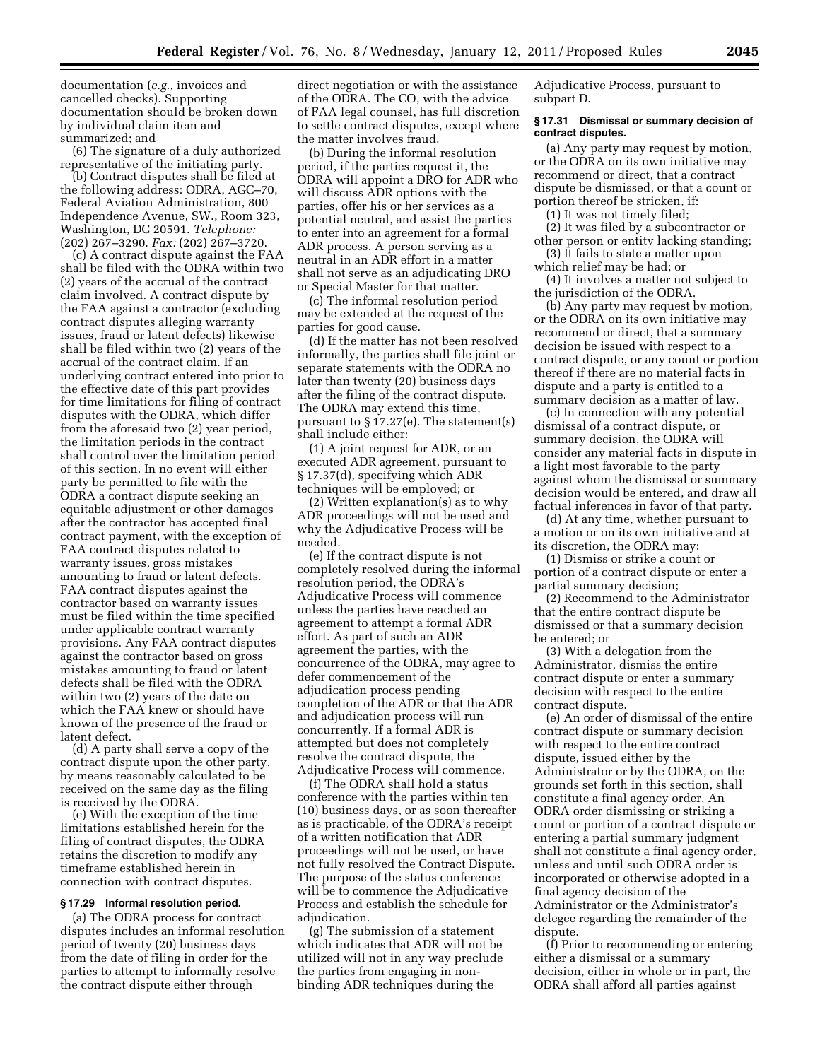documentation (*e.g.,* invoices and cancelled checks). Supporting documentation should be broken down by individual claim item and summarized; and

(6) The signature of a duly authorized representative of the initiating party.

(b) Contract disputes shall be filed at the following address: ODRA, AGC–70, Federal Aviation Administration, 800 Independence Avenue, SW., Room 323, Washington, DC 20591. *Telephone:* (202) 267–3290. *Fax:* (202) 267–3720.

(c) A contract dispute against the FAA shall be filed with the ODRA within two (2) years of the accrual of the contract claim involved. A contract dispute by the FAA against a contractor (excluding contract disputes alleging warranty issues, fraud or latent defects) likewise shall be filed within two (2) years of the accrual of the contract claim. If an underlying contract entered into prior to the effective date of this part provides for time limitations for filing of contract disputes with the ODRA, which differ from the aforesaid two (2) year period, the limitation periods in the contract shall control over the limitation period of this section. In no event will either party be permitted to file with the ODRA a contract dispute seeking an equitable adjustment or other damages after the contractor has accepted final contract payment, with the exception of FAA contract disputes related to warranty issues, gross mistakes amounting to fraud or latent defects. FAA contract disputes against the contractor based on warranty issues must be filed within the time specified under applicable contract warranty provisions. Any FAA contract disputes against the contractor based on gross mistakes amounting to fraud or latent defects shall be filed with the ODRA within two (2) years of the date on which the FAA knew or should have known of the presence of the fraud or latent defect.

(d) A party shall serve a copy of the contract dispute upon the other party, by means reasonably calculated to be received on the same day as the filing is received by the ODRA.

(e) With the exception of the time limitations established herein for the filing of contract disputes, the ODRA retains the discretion to modify any timeframe established herein in connection with contract disputes.

**§ 17.29 Informal resolution period.**

(a) The ODRA process for contract disputes includes an informal resolution period of twenty (20) business days from the date of filing in order for the parties to attempt to informally resolve the contract dispute either through direct negotiation or with the assistance of the ODRA. The CO, with the advice of FAA legal counsel, has full discretion to settle contract disputes, except where the matter involves fraud.

(b) During the informal resolution period, if the parties request it, the ODRA will appoint a DRO for ADR who will discuss ADR options with the parties, offer his or her services as a potential neutral, and assist the parties to enter into an agreement for a formal ADR process. A person serving as a neutral in an ADR effort in a matter shall not serve as an adjudicating DRO or Special Master for that matter.

(c) The informal resolution period may be extended at the request of the parties for good cause.

(d) If the matter has not been resolved informally, the parties shall file joint or separate statements with the ODRA no later than twenty (20) business days after the filing of the contract dispute. The ODRA may extend this time, pursuant to § 17.27(e). The statement(s) shall include either:

(1) A joint request for ADR, or an executed ADR agreement, pursuant to § 17.37(d), specifying which ADR techniques will be employed; or

(2) Written explanation(s) as to why ADR proceedings will not be used and why the Adjudicative Process will be needed.

(e) If the contract dispute is not completely resolved during the informal resolution period, the ODRA's Adjudicative Process will commence unless the parties have reached an agreement to attempt a formal ADR effort. As part of such an ADR agreement the parties, with the concurrence of the ODRA, may agree to defer commencement of the adjudication process pending completion of the ADR or that the ADR and adjudication process will run concurrently. If a formal ADR is attempted but does not completely resolve the contract dispute, the Adjudicative Process will commence.

(f) The ODRA shall hold a status conference with the parties within ten (10) business days, or as soon thereafter as is practicable, of the ODRA's receipt of a written notification that ADR proceedings will not be used, or have not fully resolved the Contract Dispute. The purpose of the status conference will be to commence the Adjudicative Process and establish the schedule for adjudication.

(g) The submission of a statement which indicates that ADR will not be utilized will not in any way preclude the parties from engaging in non-binding ADR techniques during the Adjudicative Process, pursuant to subpart D.

**§ 17.31 Dismissal or summary decision of contract disputes.**

(a) Any party may request by motion, or the ODRA on its own initiative may recommend or direct, that a contract dispute be dismissed, or that a count or portion thereof be stricken, if:

(1) It was not timely filed;

(2) It was filed by a subcontractor or other person or entity lacking standing;

(3) It fails to state a matter upon which relief may be had; or

(4) It involves a matter not subject to the jurisdiction of the ODRA.

(b) Any party may request by motion, or the ODRA on its own initiative may recommend or direct, that a summary decision be issued with respect to a contract dispute, or any count or portion thereof if there are no material facts in dispute and a party is entitled to a summary decision as a matter of law.

(c) In connection with any potential dismissal of a contract dispute, or summary decision, the ODRA will consider any material facts in dispute in a light most favorable to the party against whom the dismissal or summary decision would be entered, and draw all factual inferences in favor of that party.

(d) At any time, whether pursuant to a motion or on its own initiative and at its discretion, the ODRA may:

(1) Dismiss or strike a count or portion of a contract dispute or enter a partial summary decision;

(2) Recommend to the Administrator that the entire contract dispute be dismissed or that a summary decision be entered; or

(3) With a delegation from the Administrator, dismiss the entire contract dispute or enter a summary decision with respect to the entire contract dispute.

(e) An order of dismissal of the entire contract dispute or summary decision with respect to the entire contract dispute, issued either by the Administrator or by the ODRA, on the grounds set forth in this section, shall constitute a final agency order. An ODRA order dismissing or striking a count or portion of a contract dispute or entering a partial summary judgment shall not constitute a final agency order, unless and until such ODRA order is incorporated or otherwise adopted in a final agency decision of the Administrator or the Administrator's delegee regarding the remainder of the dispute.

(f) Prior to recommending or entering either a dismissal or a summary decision, either in whole or in part, the ODRA shall afford all parties against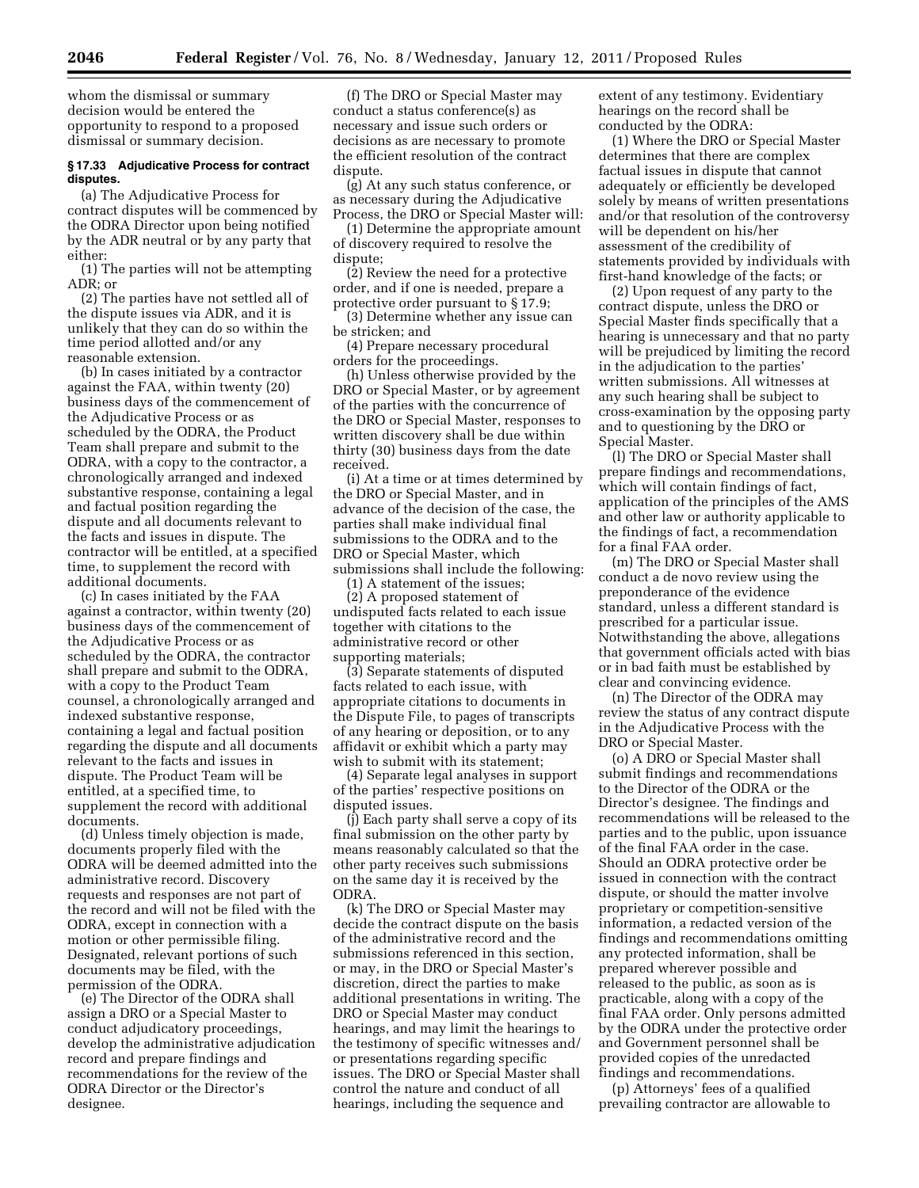whom the dismissal or summary decision would be entered the opportunity to respond to a proposed dismissal or summary decision.

#### § 17.33 Adjudicative Process for contract disputes.

(a) The Adjudicative Process for contract disputes will be commenced by the ODRA Director upon being notified by the ADR neutral or by any party that either:

(1) The parties will not be attempting ADR; or

(2) The parties have not settled all of the dispute issues via ADR, and it is unlikely that they can do so within the time period allotted and/or any reasonable extension.

(b) In cases initiated by a contractor against the FAA, within twenty (20) business days of the commencement of the Adjudicative Process or as scheduled by the ODRA, the Product Team shall prepare and submit to the ODRA, with a copy to the contractor, a chronologically arranged and indexed substantive response, containing a legal and factual position regarding the dispute and all documents relevant to the facts and issues in dispute. The contractor will be entitled, at a specified time, to supplement the record with additional documents.

(c) In cases initiated by the FAA against a contractor, within twenty (20) business days of the commencement of the Adjudicative Process or as scheduled by the ODRA, the contractor shall prepare and submit to the ODRA, with a copy to the Product Team counsel, a chronologically arranged and indexed substantive response, containing a legal and factual position regarding the dispute and all documents relevant to the facts and issues in dispute. The Product Team will be entitled, at a specified time, to supplement the record with additional documents.

(d) Unless timely objection is made, documents properly filed with the ODRA will be deemed admitted into the administrative record. Discovery requests and responses are not part of the record and will not be filed with the ODRA, except in connection with a motion or other permissible filing. Designated, relevant portions of such documents may be filed, with the permission of the ODRA.

(e) The Director of the ODRA shall assign a DRO or a Special Master to conduct adjudicatory proceedings, develop the administrative adjudication record and prepare findings and recommendations for the review of the ODRA Director or the Director's designee.

(f) The DRO or Special Master may conduct a status conference(s) as necessary and issue such orders or decisions as are necessary to promote the efficient resolution of the contract dispute.

(g) At any such status conference, or as necessary during the Adjudicative Process, the DRO or Special Master will:

(1) Determine the appropriate amount of discovery required to resolve the dispute;

(2) Review the need for a protective order, and if one is needed, prepare a protective order pursuant to § 17.9;

(3) Determine whether any issue can be stricken; and

(4) Prepare necessary procedural orders for the proceedings.

(h) Unless otherwise provided by the DRO or Special Master, or by agreement of the parties with the concurrence of the DRO or Special Master, responses to written discovery shall be due within thirty (30) business days from the date received.

(i) At a time or at times determined by the DRO or Special Master, and in advance of the decision of the case, the parties shall make individual final submissions to the ODRA and to the DRO or Special Master, which submissions shall include the following:

(1) A statement of the issues;

(2) A proposed statement of undisputed facts related to each issue together with citations to the administrative record or other supporting materials;

(3) Separate statements of disputed facts related to each issue, with appropriate citations to documents in the Dispute File, to pages of transcripts of any hearing or deposition, or to any affidavit or exhibit which a party may wish to submit with its statement;

(4) Separate legal analyses in support of the parties' respective positions on disputed issues.

(j) Each party shall serve a copy of its final submission on the other party by means reasonably calculated so that the other party receives such submissions on the same day it is received by the ODRA.

(k) The DRO or Special Master may decide the contract dispute on the basis of the administrative record and the submissions referenced in this section, or may, in the DRO or Special Master's discretion, direct the parties to make additional presentations in writing. The DRO or Special Master may conduct hearings, and may limit the hearings to the testimony of specific witnesses and/or presentations regarding specific issues. The DRO or Special Master shall control the nature and conduct of all hearings, including the sequence and extent of any testimony. Evidentiary hearings on the record shall be conducted by the ODRA:

(1) Where the DRO or Special Master determines that there are complex factual issues in dispute that cannot adequately or efficiently be developed solely by means of written presentations and/or that resolution of the controversy will be dependent on his/her assessment of the credibility of statements provided by individuals with first-hand knowledge of the facts; or

(2) Upon request of any party to the contract dispute, unless the DRO or Special Master finds specifically that a hearing is unnecessary and that no party will be prejudiced by limiting the record in the adjudication to the parties' written submissions. All witnesses at any such hearing shall be subject to cross-examination by the opposing party and to questioning by the DRO or Special Master.

(l) The DRO or Special Master shall prepare findings and recommendations, which will contain findings of fact, application of the principles of the AMS and other law or authority applicable to the findings of fact, a recommendation for a final FAA order.

(m) The DRO or Special Master shall conduct a de novo review using the preponderance of the evidence standard, unless a different standard is prescribed for a particular issue. Notwithstanding the above, allegations that government officials acted with bias or in bad faith must be established by clear and convincing evidence.

(n) The Director of the ODRA may review the status of any contract dispute in the Adjudicative Process with the DRO or Special Master.

(o) A DRO or Special Master shall submit findings and recommendations to the Director of the ODRA or the Director's designee. The findings and recommendations will be released to the parties and to the public, upon issuance of the final FAA order in the case. Should an ODRA protective order be issued in connection with the contract dispute, or should the matter involve proprietary or competition-sensitive information, a redacted version of the findings and recommendations omitting any protected information, shall be prepared wherever possible and released to the public, as soon as is practicable, along with a copy of the final FAA order. Only persons admitted by the ODRA under the protective order and Government personnel shall be provided copies of the unredacted findings and recommendations.

(p) Attorneys' fees of a qualified prevailing contractor are allowable to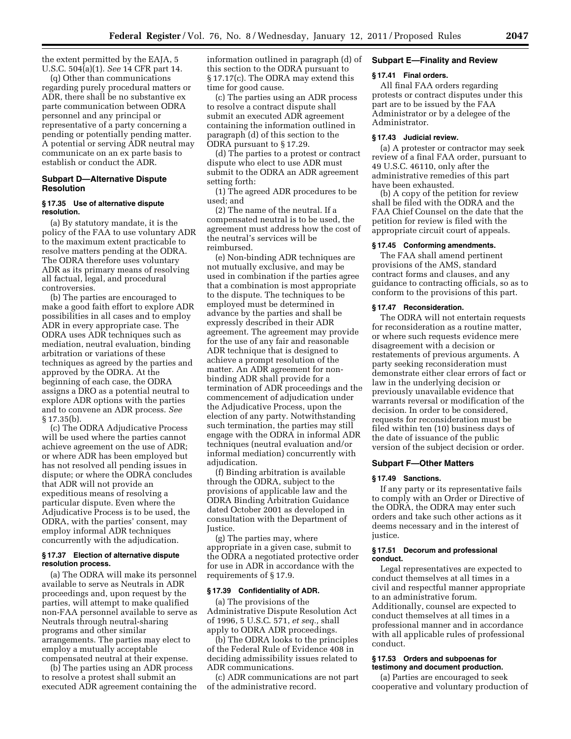the extent permitted by the EAJA, 5 U.S.C. 504(a)(1). *See* 14 CFR part 14.

(q) Other than communications regarding purely procedural matters or ADR, there shall be no substantive ex parte communication between ODRA personnel and any principal or representative of a party concerning a pending or potentially pending matter. A potential or serving ADR neutral may communicate on an ex parte basis to establish or conduct the ADR.

## Subpart D—Alternative Dispute Resolution

### § 17.35 Use of alternative dispute resolution.

(a) By statutory mandate, it is the policy of the FAA to use voluntary ADR to the maximum extent practicable to resolve matters pending at the ODRA. The ODRA therefore uses voluntary ADR as its primary means of resolving all factual, legal, and procedural controversies.

(b) The parties are encouraged to make a good faith effort to explore ADR possibilities in all cases and to employ ADR in every appropriate case. The ODRA uses ADR techniques such as mediation, neutral evaluation, binding arbitration or variations of these techniques as agreed by the parties and approved by the ODRA. At the beginning of each case, the ODRA assigns a DRO as a potential neutral to explore ADR options with the parties and to convene an ADR process. *See* § 17.35(b).

(c) The ODRA Adjudicative Process will be used where the parties cannot achieve agreement on the use of ADR; or where ADR has been employed but has not resolved all pending issues in dispute; or where the ODRA concludes that ADR will not provide an expeditious means of resolving a particular dispute. Even where the Adjudicative Process is to be used, the ODRA, with the parties' consent, may employ informal ADR techniques concurrently with the adjudication.

### § 17.37 Election of alternative dispute resolution process.

(a) The ODRA will make its personnel available to serve as Neutrals in ADR proceedings and, upon request by the parties, will attempt to make qualified non-FAA personnel available to serve as Neutrals through neutral-sharing programs and other similar arrangements. The parties may elect to employ a mutually acceptable compensated neutral at their expense.

(b) The parties using an ADR process to resolve a protest shall submit an executed ADR agreement containing the information outlined in paragraph (d) of this section to the ODRA pursuant to § 17.17(c). The ODRA may extend this time for good cause.

(c) The parties using an ADR process to resolve a contract dispute shall submit an executed ADR agreement containing the information outlined in paragraph (d) of this section to the ODRA pursuant to § 17.29.

(d) The parties to a protest or contract dispute who elect to use ADR must submit to the ODRA an ADR agreement setting forth:

(1) The agreed ADR procedures to be used; and

(2) The name of the neutral. If a compensated neutral is to be used, the agreement must address how the cost of the neutral's services will be reimbursed.

(e) Non-binding ADR techniques are not mutually exclusive, and may be used in combination if the parties agree that a combination is most appropriate to the dispute. The techniques to be employed must be determined in advance by the parties and shall be expressly described in their ADR agreement. The agreement may provide for the use of any fair and reasonable ADR technique that is designed to achieve a prompt resolution of the matter. An ADR agreement for non-binding ADR shall provide for a termination of ADR proceedings and the commencement of adjudication under the Adjudicative Process, upon the election of any party. Notwithstanding such termination, the parties may still engage with the ODRA in informal ADR techniques (neutral evaluation and/or informal mediation) concurrently with adjudication.

(f) Binding arbitration is available through the ODRA, subject to the provisions of applicable law and the ODRA Binding Arbitration Guidance dated October 2001 as developed in consultation with the Department of Justice.

(g) The parties may, where appropriate in a given case, submit to the ODRA a negotiated protective order for use in ADR in accordance with the requirements of § 17.9.

### § 17.39 Confidentiality of ADR.

(a) The provisions of the Administrative Dispute Resolution Act of 1996, 5 U.S.C. 571, *et seq.,* shall apply to ODRA ADR proceedings.

(b) The ODRA looks to the principles of the Federal Rule of Evidence 408 in deciding admissibility issues related to ADR communications.

(c) ADR communications are not part of the administrative record.

## Subpart E—Finality and Review

### § 17.41 Final orders.

All final FAA orders regarding protests or contract disputes under this part are to be issued by the FAA Administrator or by a delegee of the Administrator.

### § 17.43 Judicial review.

(a) A protester or contractor may seek review of a final FAA order, pursuant to 49 U.S.C. 46110, only after the administrative remedies of this part have been exhausted.

(b) A copy of the petition for review shall be filed with the ODRA and the FAA Chief Counsel on the date that the petition for review is filed with the appropriate circuit court of appeals.

### § 17.45 Conforming amendments.

The FAA shall amend pertinent provisions of the AMS, standard contract forms and clauses, and any guidance to contracting officials, so as to conform to the provisions of this part.

### § 17.47 Reconsideration.

The ODRA will not entertain requests for reconsideration as a routine matter, or where such requests evidence mere disagreement with a decision or restatements of previous arguments. A party seeking reconsideration must demonstrate either clear errors of fact or law in the underlying decision or previously unavailable evidence that warrants reversal or modification of the decision. In order to be considered, requests for reconsideration must be filed within ten (10) business days of the date of issuance of the public version of the subject decision or order.

## Subpart F—Other Matters

### § 17.49 Sanctions.

If any party or its representative fails to comply with an Order or Directive of the ODRA, the ODRA may enter such orders and take such other actions as it deems necessary and in the interest of justice.

### § 17.51 Decorum and professional conduct.

Legal representatives are expected to conduct themselves at all times in a civil and respectful manner appropriate to an administrative forum. Additionally, counsel are expected to conduct themselves at all times in a professional manner and in accordance with all applicable rules of professional conduct.

### § 17.53 Orders and subpoenas for testimony and document production.

(a) Parties are encouraged to seek cooperative and voluntary production of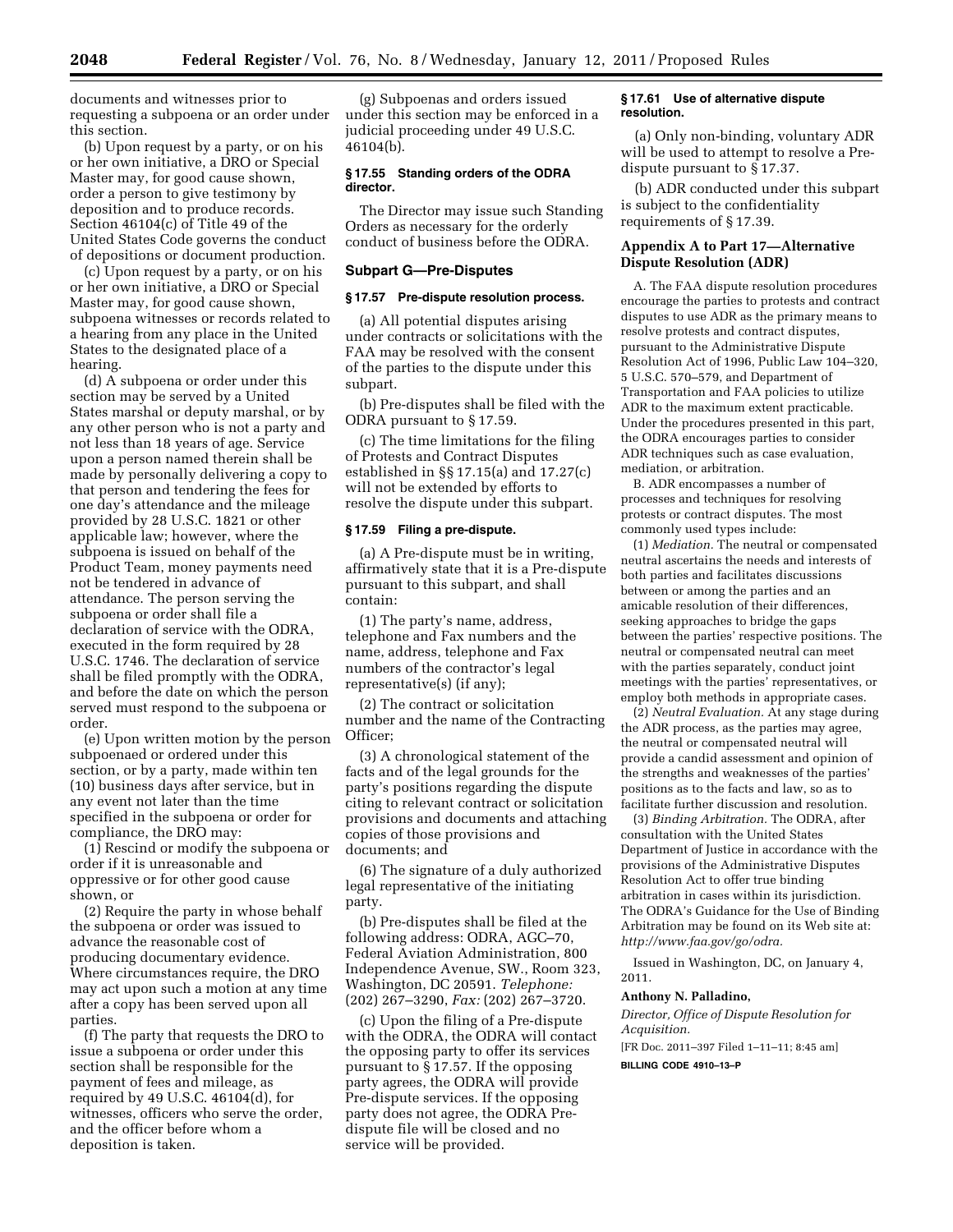documents and witnesses prior to requesting a subpoena or an order under this section.

(b) Upon request by a party, or on his or her own initiative, a DRO or Special Master may, for good cause shown, order a person to give testimony by deposition and to produce records. Section 46104(c) of Title 49 of the United States Code governs the conduct of depositions or document production.

(c) Upon request by a party, or on his or her own initiative, a DRO or Special Master may, for good cause shown, subpoena witnesses or records related to a hearing from any place in the United States to the designated place of a hearing.

(d) A subpoena or order under this section may be served by a United States marshal or deputy marshal, or by any other person who is not a party and not less than 18 years of age. Service upon a person named therein shall be made by personally delivering a copy to that person and tendering the fees for one day's attendance and the mileage provided by 28 U.S.C. 1821 or other applicable law; however, where the subpoena is issued on behalf of the Product Team, money payments need not be tendered in advance of attendance. The person serving the subpoena or order shall file a declaration of service with the ODRA, executed in the form required by 28 U.S.C. 1746. The declaration of service shall be filed promptly with the ODRA, and before the date on which the person served must respond to the subpoena or order.

(e) Upon written motion by the person subpoenaed or ordered under this section, or by a party, made within ten (10) business days after service, but in any event not later than the time specified in the subpoena or order for compliance, the DRO may:

(1) Rescind or modify the subpoena or order if it is unreasonable and oppressive or for other good cause shown, or

(2) Require the party in whose behalf the subpoena or order was issued to advance the reasonable cost of producing documentary evidence. Where circumstances require, the DRO may act upon such a motion at any time after a copy has been served upon all parties.

(f) The party that requests the DRO to issue a subpoena or order under this section shall be responsible for the payment of fees and mileage, as required by 49 U.S.C. 46104(d), for witnesses, officers who serve the order, and the officer before whom a deposition is taken.

(g) Subpoenas and orders issued under this section may be enforced in a judicial proceeding under 49 U.S.C. 46104(b).

#### § 17.55 Standing orders of the ODRA director.

The Director may issue such Standing Orders as necessary for the orderly conduct of business before the ODRA.

### Subpart G—Pre-Disputes

#### § 17.57 Pre-dispute resolution process.

(a) All potential disputes arising under contracts or solicitations with the FAA may be resolved with the consent of the parties to the dispute under this subpart.

(b) Pre-disputes shall be filed with the ODRA pursuant to § 17.59.

(c) The time limitations for the filing of Protests and Contract Disputes established in §§ 17.15(a) and 17.27(c) will not be extended by efforts to resolve the dispute under this subpart.

#### § 17.59 Filing a pre-dispute.

(a) A Pre-dispute must be in writing, affirmatively state that it is a Pre-dispute pursuant to this subpart, and shall contain:

(1) The party's name, address, telephone and Fax numbers and the name, address, telephone and Fax numbers of the contractor's legal representative(s) (if any);

(2) The contract or solicitation number and the name of the Contracting Officer;

(3) A chronological statement of the facts and of the legal grounds for the party's positions regarding the dispute citing to relevant contract or solicitation provisions and documents and attaching copies of those provisions and documents; and

(6) The signature of a duly authorized legal representative of the initiating party.

(b) Pre-disputes shall be filed at the following address: ODRA, AGC–70, Federal Aviation Administration, 800 Independence Avenue, SW., Room 323, Washington, DC 20591. *Telephone:* (202) 267–3290, *Fax:* (202) 267–3720.

(c) Upon the filing of a Pre-dispute with the ODRA, the ODRA will contact the opposing party to offer its services pursuant to § 17.57. If the opposing party agrees, the ODRA will provide Pre-dispute services. If the opposing party does not agree, the ODRA Pre-dispute file will be closed and no service will be provided.

#### § 17.61 Use of alternative dispute resolution.

(a) Only non-binding, voluntary ADR will be used to attempt to resolve a Pre-dispute pursuant to § 17.37.

(b) ADR conducted under this subpart is subject to the confidentiality requirements of § 17.39.

### Appendix A to Part 17—Alternative Dispute Resolution (ADR)

A. The FAA dispute resolution procedures encourage the parties to protests and contract disputes to use ADR as the primary means to resolve protests and contract disputes, pursuant to the Administrative Dispute Resolution Act of 1996, Public Law 104–320, 5 U.S.C. 570–579, and Department of Transportation and FAA policies to utilize ADR to the maximum extent practicable. Under the procedures presented in this part, the ODRA encourages parties to consider ADR techniques such as case evaluation, mediation, or arbitration.

B. ADR encompasses a number of processes and techniques for resolving protests or contract disputes. The most commonly used types include:

(1) *Mediation.* The neutral or compensated neutral ascertains the needs and interests of both parties and facilitates discussions between or among the parties and an amicable resolution of their differences, seeking approaches to bridge the gaps between the parties' respective positions. The neutral or compensated neutral can meet with the parties separately, conduct joint meetings with the parties' representatives, or employ both methods in appropriate cases.

(2) *Neutral Evaluation.* At any stage during the ADR process, as the parties may agree, the neutral or compensated neutral will provide a candid assessment and opinion of the strengths and weaknesses of the parties' positions as to the facts and law, so as to facilitate further discussion and resolution.

(3) *Binding Arbitration.* The ODRA, after consultation with the United States Department of Justice in accordance with the provisions of the Administrative Disputes Resolution Act to offer true binding arbitration in cases within its jurisdiction. The ODRA's Guidance for the Use of Binding Arbitration may be found on its Web site at: *http://www.faa.gov/go/odra.*

Issued in Washington, DC, on January 4, 2011.

**Anthony N. Palladino,**

*Director, Office of Dispute Resolution for Acquisition.*

[FR Doc. 2011–397 Filed 1–11–11; 8:45 am]

**BILLING CODE 4910–13–P**